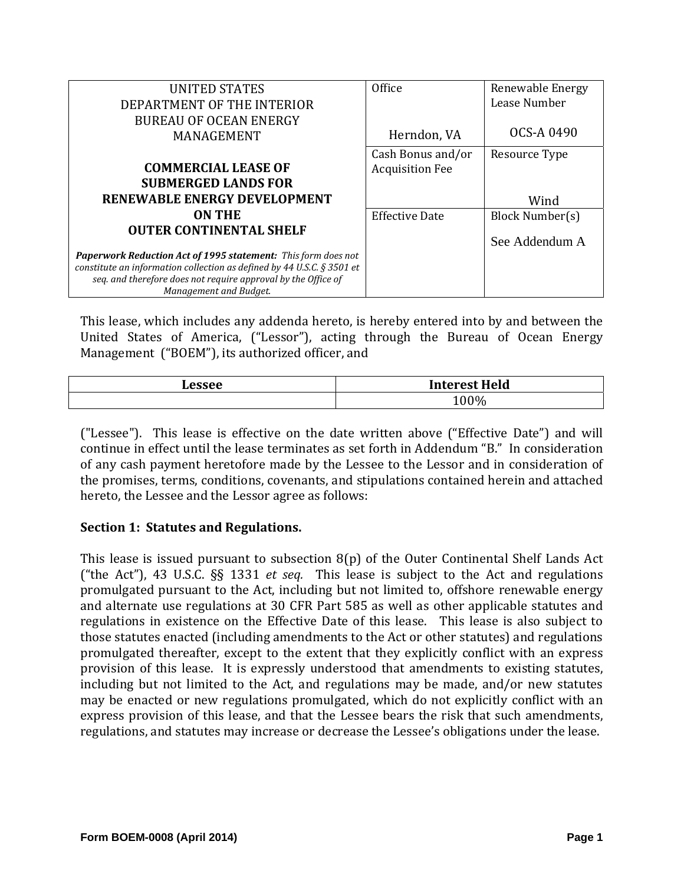| UNITED STATES DEPARTMENT OF THE INTERIOR BUREAU OF OCEAN ENERGY MANAGEMENT | Office | Renewable Energy Lease Number |
|---|---|---|
| | Herndon, VA | OCS-A 0490 |
| **COMMERCIAL LEASE OF SUBMERGED LANDS FOR RENEWABLE ENERGY DEVELOPMENT ON THE OUTER CONTINENTAL SHELF** | Cash Bonus and/or Acquisition Fee | Resource Type<br>Wind |
| ***Paperwork Reduction Act of 1995 statement:*** *This form does not constitute an information collection as defined by 44 U.S.C. § 3501 et seq. and therefore does not require approval by the Office of Management and Budget.* | Effective Date | Block Number(s)<br>See Addendum A |

This lease, which includes any addenda hereto, is hereby entered into by and between the United States of America, ("Lessor"), acting through the Bureau of Ocean Energy Management ("BOEM"), its authorized officer, and

| Lessee | Interest Held |
|---|---|
| | 100% |

("Lessee"). This lease is effective on the date written above ("Effective Date") and will continue in effect until the lease terminates as set forth in Addendum "B." In consideration of any cash payment heretofore made by the Lessee to the Lessor and in consideration of the promises, terms, conditions, covenants, and stipulations contained herein and attached hereto, the Lessee and the Lessor agree as follows:

**Section 1: Statutes and Regulations.**

This lease is issued pursuant to subsection 8(p) of the Outer Continental Shelf Lands Act ("the Act"), 43 U.S.C. §§ 1331 *et seq.* This lease is subject to the Act and regulations promulgated pursuant to the Act, including but not limited to, offshore renewable energy and alternate use regulations at 30 CFR Part 585 as well as other applicable statutes and regulations in existence on the Effective Date of this lease. This lease is also subject to those statutes enacted (including amendments to the Act or other statutes) and regulations promulgated thereafter, except to the extent that they explicitly conflict with an express provision of this lease. It is expressly understood that amendments to existing statutes, including but not limited to the Act, and regulations may be made, and/or new statutes may be enacted or new regulations promulgated, which do not explicitly conflict with an express provision of this lease, and that the Lessee bears the risk that such amendments, regulations, and statutes may increase or decrease the Lessee's obligations under the lease.

Form BOEM-0008 (April 2014)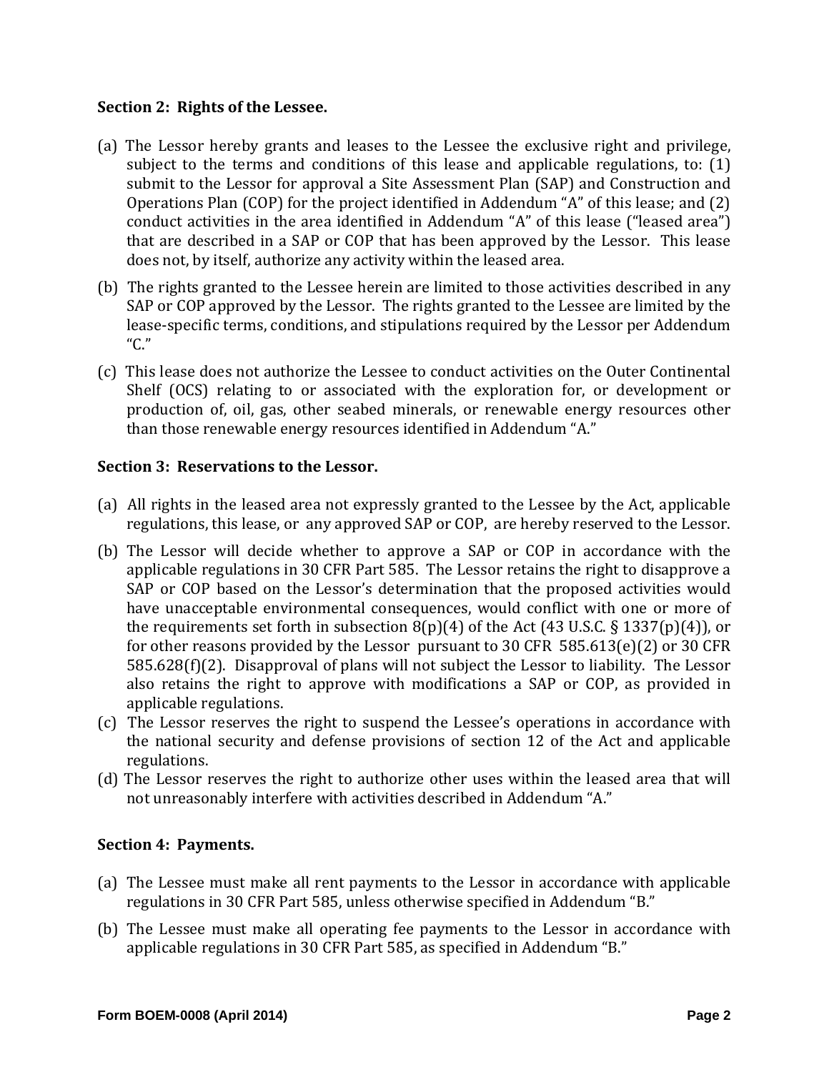**Section 2: Rights of the Lessee.**

(a) The Lessor hereby grants and leases to the Lessee the exclusive right and privilege, subject to the terms and conditions of this lease and applicable regulations, to: (1) submit to the Lessor for approval a Site Assessment Plan (SAP) and Construction and Operations Plan (COP) for the project identified in Addendum "A" of this lease; and (2) conduct activities in the area identified in Addendum "A" of this lease ("leased area") that are described in a SAP or COP that has been approved by the Lessor. This lease does not, by itself, authorize any activity within the leased area.

(b) The rights granted to the Lessee herein are limited to those activities described in any SAP or COP approved by the Lessor. The rights granted to the Lessee are limited by the lease-specific terms, conditions, and stipulations required by the Lessor per Addendum "C."

(c) This lease does not authorize the Lessee to conduct activities on the Outer Continental Shelf (OCS) relating to or associated with the exploration for, or development or production of, oil, gas, other seabed minerals, or renewable energy resources other than those renewable energy resources identified in Addendum "A."

**Section 3: Reservations to the Lessor.**

(a) All rights in the leased area not expressly granted to the Lessee by the Act, applicable regulations, this lease, or any approved SAP or COP, are hereby reserved to the Lessor.

(b) The Lessor will decide whether to approve a SAP or COP in accordance with the applicable regulations in 30 CFR Part 585. The Lessor retains the right to disapprove a SAP or COP based on the Lessor's determination that the proposed activities would have unacceptable environmental consequences, would conflict with one or more of the requirements set forth in subsection 8(p)(4) of the Act (43 U.S.C. § 1337(p)(4)), or for other reasons provided by the Lessor pursuant to 30 CFR 585.613(e)(2) or 30 CFR 585.628(f)(2). Disapproval of plans will not subject the Lessor to liability. The Lessor also retains the right to approve with modifications a SAP or COP, as provided in applicable regulations.

(c) The Lessor reserves the right to suspend the Lessee's operations in accordance with the national security and defense provisions of section 12 of the Act and applicable regulations.

(d) The Lessor reserves the right to authorize other uses within the leased area that will not unreasonably interfere with activities described in Addendum "A."

**Section 4: Payments.**

(a) The Lessee must make all rent payments to the Lessor in accordance with applicable regulations in 30 CFR Part 585, unless otherwise specified in Addendum "B."

(b) The Lessee must make all operating fee payments to the Lessor in accordance with applicable regulations in 30 CFR Part 585, as specified in Addendum "B."

Form BOEM-0008 (April 2014)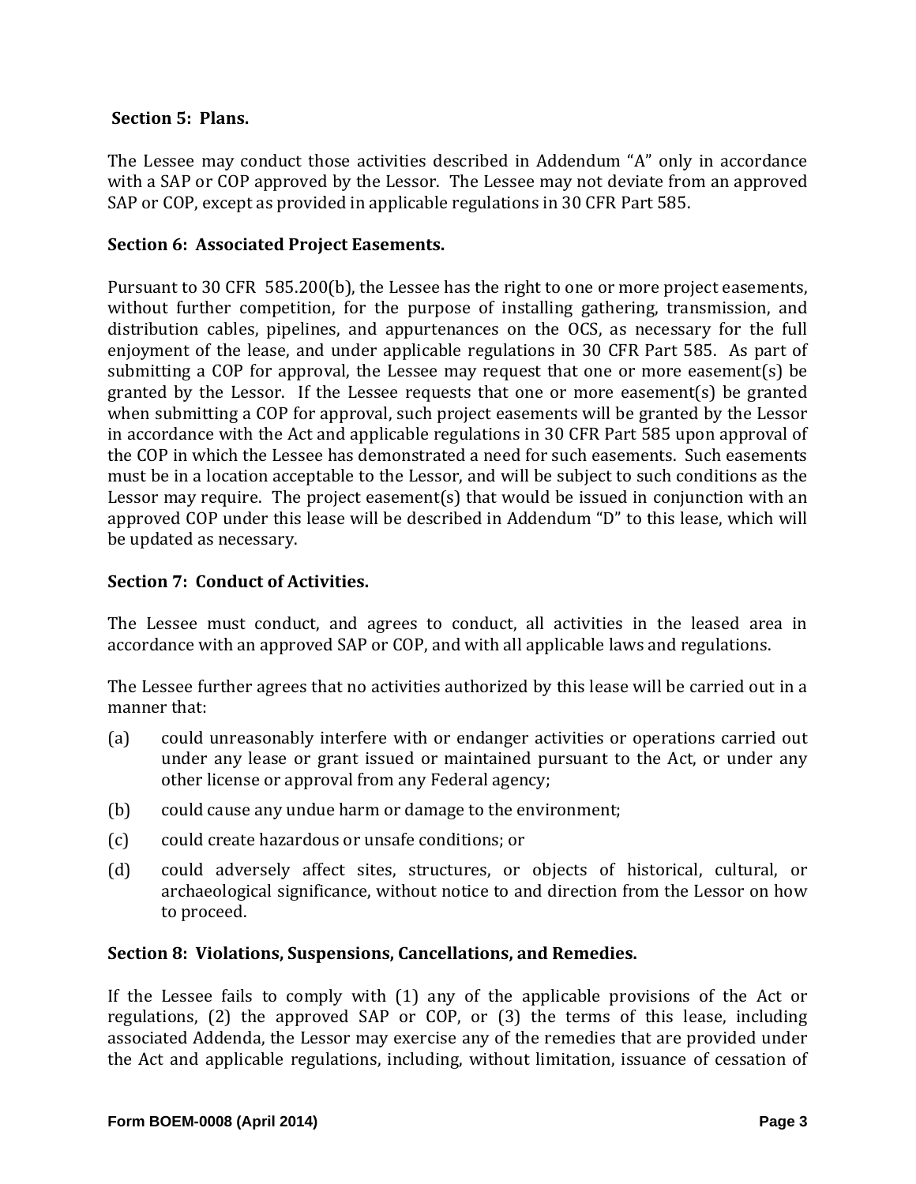**Section 5: Plans.**

The Lessee may conduct those activities described in Addendum "A" only in accordance with a SAP or COP approved by the Lessor. The Lessee may not deviate from an approved SAP or COP, except as provided in applicable regulations in 30 CFR Part 585.

**Section 6: Associated Project Easements.**

Pursuant to 30 CFR 585.200(b), the Lessee has the right to one or more project easements, without further competition, for the purpose of installing gathering, transmission, and distribution cables, pipelines, and appurtenances on the OCS, as necessary for the full enjoyment of the lease, and under applicable regulations in 30 CFR Part 585. As part of submitting a COP for approval, the Lessee may request that one or more easement(s) be granted by the Lessor. If the Lessee requests that one or more easement(s) be granted when submitting a COP for approval, such project easements will be granted by the Lessor in accordance with the Act and applicable regulations in 30 CFR Part 585 upon approval of the COP in which the Lessee has demonstrated a need for such easements. Such easements must be in a location acceptable to the Lessor, and will be subject to such conditions as the Lessor may require. The project easement(s) that would be issued in conjunction with an approved COP under this lease will be described in Addendum "D" to this lease, which will be updated as necessary.

**Section 7: Conduct of Activities.**

The Lessee must conduct, and agrees to conduct, all activities in the leased area in accordance with an approved SAP or COP, and with all applicable laws and regulations.

The Lessee further agrees that no activities authorized by this lease will be carried out in a manner that:

(a) could unreasonably interfere with or endanger activities or operations carried out under any lease or grant issued or maintained pursuant to the Act, or under any other license or approval from any Federal agency;

(b) could cause any undue harm or damage to the environment;

(c) could create hazardous or unsafe conditions; or

(d) could adversely affect sites, structures, or objects of historical, cultural, or archaeological significance, without notice to and direction from the Lessor on how to proceed.

**Section 8: Violations, Suspensions, Cancellations, and Remedies.**

If the Lessee fails to comply with (1) any of the applicable provisions of the Act or regulations, (2) the approved SAP or COP, or (3) the terms of this lease, including associated Addenda, the Lessor may exercise any of the remedies that are provided under the Act and applicable regulations, including, without limitation, issuance of cessation of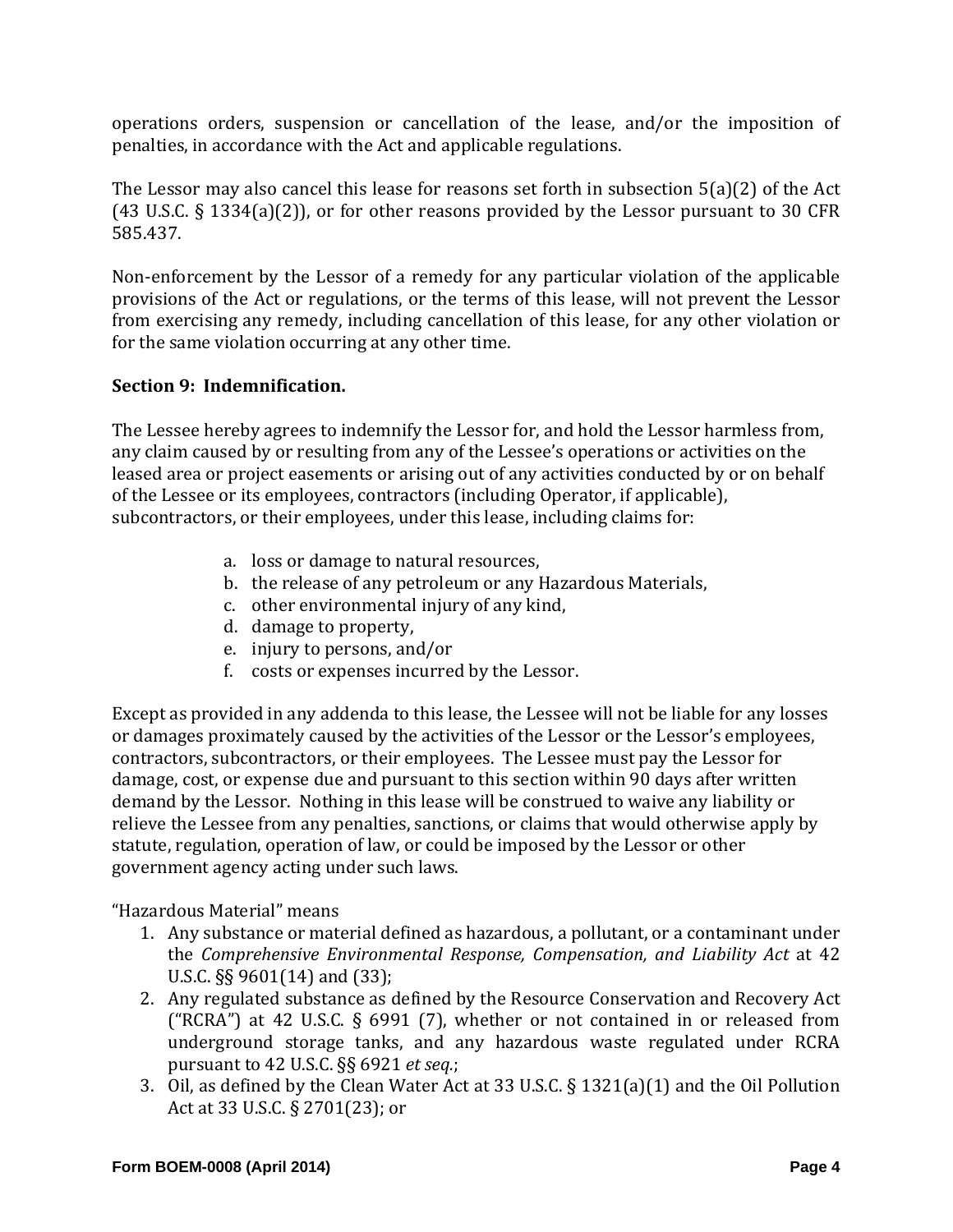operations orders, suspension or cancellation of the lease, and/or the imposition of penalties, in accordance with the Act and applicable regulations.

The Lessor may also cancel this lease for reasons set forth in subsection 5(a)(2) of the Act (43 U.S.C. § 1334(a)(2)), or for other reasons provided by the Lessor pursuant to 30 CFR 585.437.

Non-enforcement by the Lessor of a remedy for any particular violation of the applicable provisions of the Act or regulations, or the terms of this lease, will not prevent the Lessor from exercising any remedy, including cancellation of this lease, for any other violation or for the same violation occurring at any other time.

**Section 9: Indemnification.**

The Lessee hereby agrees to indemnify the Lessor for, and hold the Lessor harmless from, any claim caused by or resulting from any of the Lessee's operations or activities on the leased area or project easements or arising out of any activities conducted by or on behalf of the Lessee or its employees, contractors (including Operator, if applicable), subcontractors, or their employees, under this lease, including claims for:

a. loss or damage to natural resources,
b. the release of any petroleum or any Hazardous Materials,
c. other environmental injury of any kind,
d. damage to property,
e. injury to persons, and/or
f. costs or expenses incurred by the Lessor.

Except as provided in any addenda to this lease, the Lessee will not be liable for any losses or damages proximately caused by the activities of the Lessor or the Lessor's employees, contractors, subcontractors, or their employees. The Lessee must pay the Lessor for damage, cost, or expense due and pursuant to this section within 90 days after written demand by the Lessor. Nothing in this lease will be construed to waive any liability or relieve the Lessee from any penalties, sanctions, or claims that would otherwise apply by statute, regulation, operation of law, or could be imposed by the Lessor or other government agency acting under such laws.

"Hazardous Material" means

1. Any substance or material defined as hazardous, a pollutant, or a contaminant under the *Comprehensive Environmental Response, Compensation, and Liability Act* at 42 U.S.C. §§ 9601(14) and (33);
2. Any regulated substance as defined by the Resource Conservation and Recovery Act ("RCRA") at 42 U.S.C. § 6991 (7), whether or not contained in or released from underground storage tanks, and any hazardous waste regulated under RCRA pursuant to 42 U.S.C. §§ 6921 *et seq.*;
3. Oil, as defined by the Clean Water Act at 33 U.S.C. § 1321(a)(1) and the Oil Pollution Act at 33 U.S.C. § 2701(23); or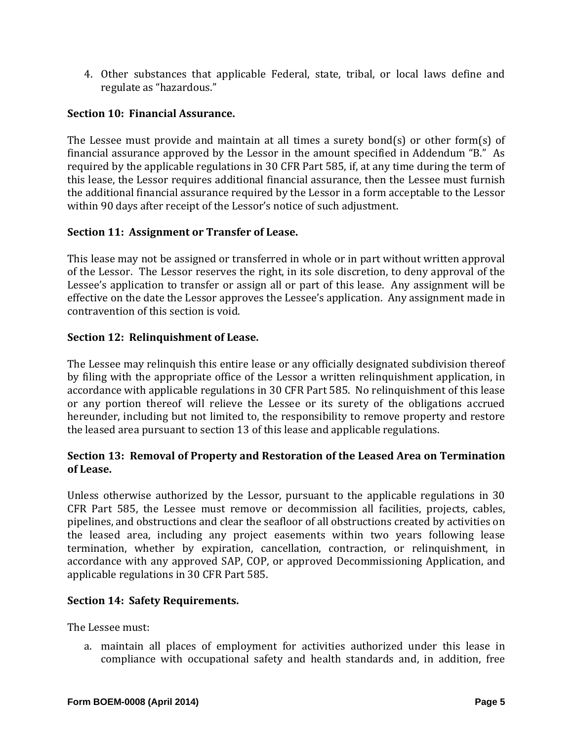4. Other substances that applicable Federal, state, tribal, or local laws define and regulate as "hazardous."

**Section 10: Financial Assurance.**

The Lessee must provide and maintain at all times a surety bond(s) or other form(s) of financial assurance approved by the Lessor in the amount specified in Addendum "B." As required by the applicable regulations in 30 CFR Part 585, if, at any time during the term of this lease, the Lessor requires additional financial assurance, then the Lessee must furnish the additional financial assurance required by the Lessor in a form acceptable to the Lessor within 90 days after receipt of the Lessor's notice of such adjustment.

**Section 11: Assignment or Transfer of Lease.**

This lease may not be assigned or transferred in whole or in part without written approval of the Lessor. The Lessor reserves the right, in its sole discretion, to deny approval of the Lessee's application to transfer or assign all or part of this lease. Any assignment will be effective on the date the Lessor approves the Lessee's application. Any assignment made in contravention of this section is void.

**Section 12: Relinquishment of Lease.**

The Lessee may relinquish this entire lease or any officially designated subdivision thereof by filing with the appropriate office of the Lessor a written relinquishment application, in accordance with applicable regulations in 30 CFR Part 585. No relinquishment of this lease or any portion thereof will relieve the Lessee or its surety of the obligations accrued hereunder, including but not limited to, the responsibility to remove property and restore the leased area pursuant to section 13 of this lease and applicable regulations.

**Section 13: Removal of Property and Restoration of the Leased Area on Termination of Lease.**

Unless otherwise authorized by the Lessor, pursuant to the applicable regulations in 30 CFR Part 585, the Lessee must remove or decommission all facilities, projects, cables, pipelines, and obstructions and clear the seafloor of all obstructions created by activities on the leased area, including any project easements within two years following lease termination, whether by expiration, cancellation, contraction, or relinquishment, in accordance with any approved SAP, COP, or approved Decommissioning Application, and applicable regulations in 30 CFR Part 585.

**Section 14: Safety Requirements.**

The Lessee must:

a. maintain all places of employment for activities authorized under this lease in compliance with occupational safety and health standards and, in addition, free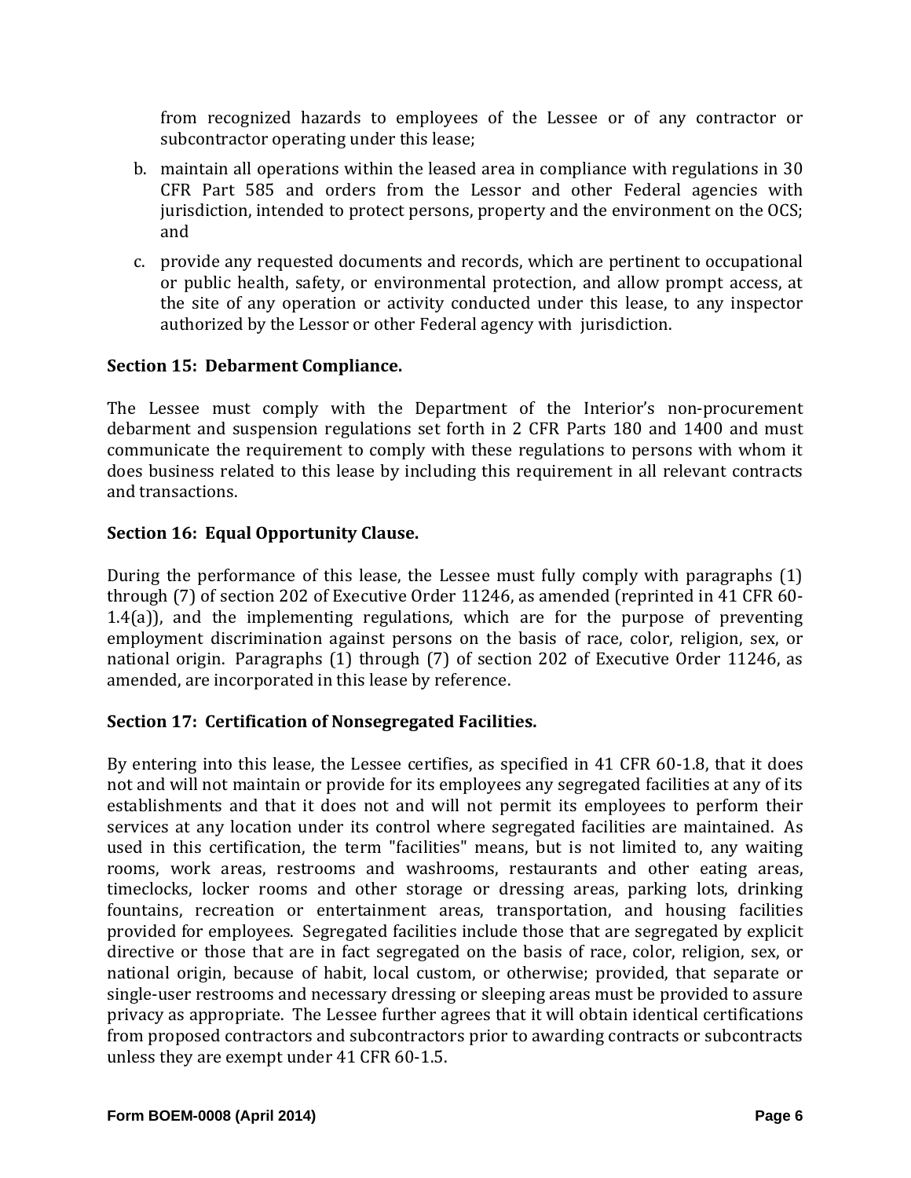from recognized hazards to employees of the Lessee or of any contractor or subcontractor operating under this lease;

b. maintain all operations within the leased area in compliance with regulations in 30 CFR Part 585 and orders from the Lessor and other Federal agencies with jurisdiction, intended to protect persons, property and the environment on the OCS; and

c. provide any requested documents and records, which are pertinent to occupational or public health, safety, or environmental protection, and allow prompt access, at the site of any operation or activity conducted under this lease, to any inspector authorized by the Lessor or other Federal agency with jurisdiction.

**Section 15: Debarment Compliance.**

The Lessee must comply with the Department of the Interior's non-procurement debarment and suspension regulations set forth in 2 CFR Parts 180 and 1400 and must communicate the requirement to comply with these regulations to persons with whom it does business related to this lease by including this requirement in all relevant contracts and transactions.

**Section 16: Equal Opportunity Clause.**

During the performance of this lease, the Lessee must fully comply with paragraphs (1) through (7) of section 202 of Executive Order 11246, as amended (reprinted in 41 CFR 60-1.4(a)), and the implementing regulations, which are for the purpose of preventing employment discrimination against persons on the basis of race, color, religion, sex, or national origin. Paragraphs (1) through (7) of section 202 of Executive Order 11246, as amended, are incorporated in this lease by reference.

**Section 17: Certification of Nonsegregated Facilities.**

By entering into this lease, the Lessee certifies, as specified in 41 CFR 60-1.8, that it does not and will not maintain or provide for its employees any segregated facilities at any of its establishments and that it does not and will not permit its employees to perform their services at any location under its control where segregated facilities are maintained. As used in this certification, the term "facilities" means, but is not limited to, any waiting rooms, work areas, restrooms and washrooms, restaurants and other eating areas, timeclocks, locker rooms and other storage or dressing areas, parking lots, drinking fountains, recreation or entertainment areas, transportation, and housing facilities provided for employees. Segregated facilities include those that are segregated by explicit directive or those that are in fact segregated on the basis of race, color, religion, sex, or national origin, because of habit, local custom, or otherwise; provided, that separate or single-user restrooms and necessary dressing or sleeping areas must be provided to assure privacy as appropriate. The Lessee further agrees that it will obtain identical certifications from proposed contractors and subcontractors prior to awarding contracts or subcontracts unless they are exempt under 41 CFR 60-1.5.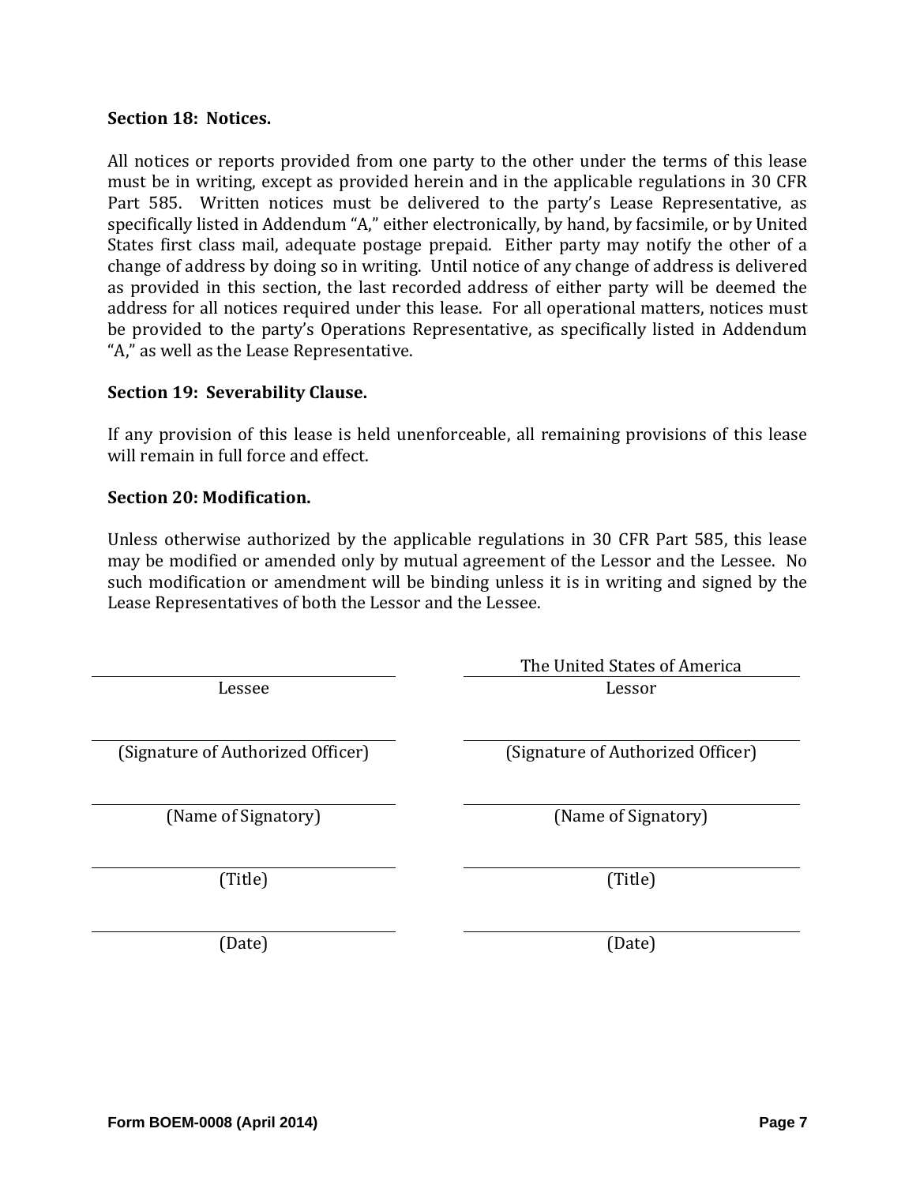**Section 18: Notices.**

All notices or reports provided from one party to the other under the terms of this lease must be in writing, except as provided herein and in the applicable regulations in 30 CFR Part 585. Written notices must be delivered to the party's Lease Representative, as specifically listed in Addendum "A," either electronically, by hand, by facsimile, or by United States first class mail, adequate postage prepaid. Either party may notify the other of a change of address by doing so in writing. Until notice of any change of address is delivered as provided in this section, the last recorded address of either party will be deemed the address for all notices required under this lease. For all operational matters, notices must be provided to the party's Operations Representative, as specifically listed in Addendum "A," as well as the Lease Representative.

**Section 19: Severability Clause.**

If any provision of this lease is held unenforceable, all remaining provisions of this lease will remain in full force and effect.

**Section 20: Modification.**

Unless otherwise authorized by the applicable regulations in 30 CFR Part 585, this lease may be modified or amended only by mutual agreement of the Lessor and the Lessee. No such modification or amendment will be binding unless it is in writing and signed by the Lease Representatives of both the Lessor and the Lessee.

| | The United States of America |
|---|---|
| Lessee | Lessor |
| | |
| (Signature of Authorized Officer) | (Signature of Authorized Officer) |
| | |
| (Name of Signatory) | (Name of Signatory) |
| | |
| (Title) | (Title) |
| | |
| (Date) | (Date) |

Form BOEM-0008 (April 2014)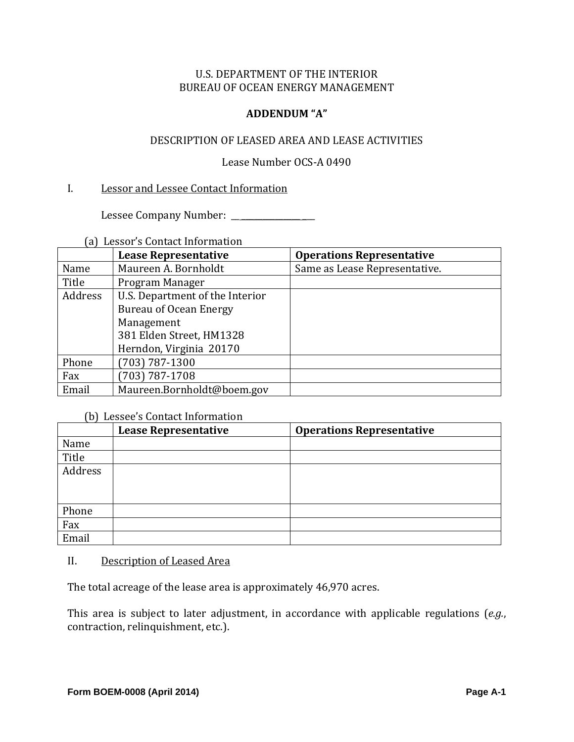U.S. DEPARTMENT OF THE INTERIOR
BUREAU OF OCEAN ENERGY MANAGEMENT

**ADDENDUM "A"**

DESCRIPTION OF LEASED AREA AND LEASE ACTIVITIES

Lease Number OCS-A 0490

I. Lessor and Lessee Contact Information

Lessee Company Number: ____________________

(a) Lessor's Contact Information

| | Lease Representative | Operations Representative |
|---|---|---|
| Name | Maureen A. Bornholdt | Same as Lease Representative. |
| Title | Program Manager | |
| Address | U.S. Department of the Interior<br>Bureau of Ocean Energy Management<br>381 Elden Street, HM1328<br>Herndon, Virginia 20170 | |
| Phone | (703) 787-1300 | |
| Fax | (703) 787-1708 | |
| Email | Maureen.Bornholdt@boem.gov | |

(b) Lessee's Contact Information

| | Lease Representative | Operations Representative |
|---|---|---|
| Name | | |
| Title | | |
| Address | | |
| Phone | | |
| Fax | | |
| Email | | |

II. Description of Leased Area

The total acreage of the lease area is approximately 46,970 acres.

This area is subject to later adjustment, in accordance with applicable regulations (*e.g.*, contraction, relinquishment, etc.).

Form BOEM-0008 (April 2014)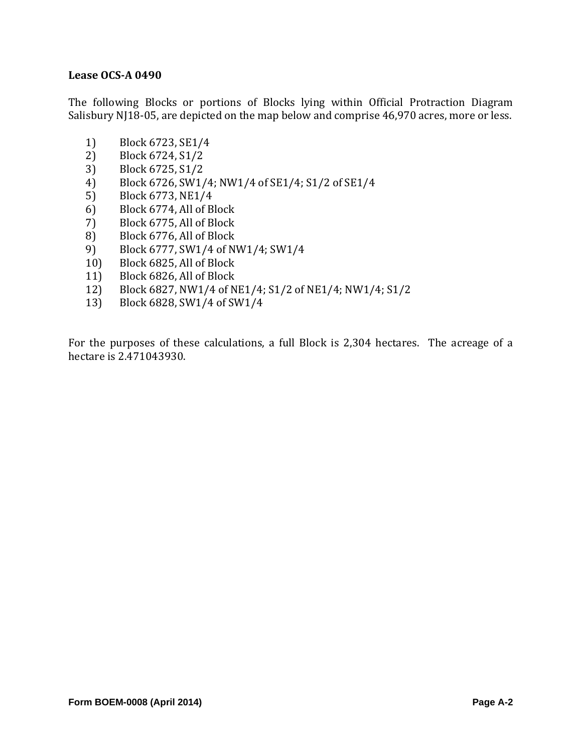**Lease OCS-A 0490**

The following Blocks or portions of Blocks lying within Official Protraction Diagram Salisbury NJ18-05, are depicted on the map below and comprise 46,970 acres, more or less.

1) Block 6723, SE1/4
2) Block 6724, S1/2
3) Block 6725, S1/2
4) Block 6726, SW1/4; NW1/4 of SE1/4; S1/2 of SE1/4
5) Block 6773, NE1/4
6) Block 6774, All of Block
7) Block 6775, All of Block
8) Block 6776, All of Block
9) Block 6777, SW1/4 of NW1/4; SW1/4
10) Block 6825, All of Block
11) Block 6826, All of Block
12) Block 6827, NW1/4 of NE1/4; S1/2 of NE1/4; NW1/4; S1/2
13) Block 6828, SW1/4 of SW1/4

For the purposes of these calculations, a full Block is 2,304 hectares. The acreage of a hectare is 2.471043930.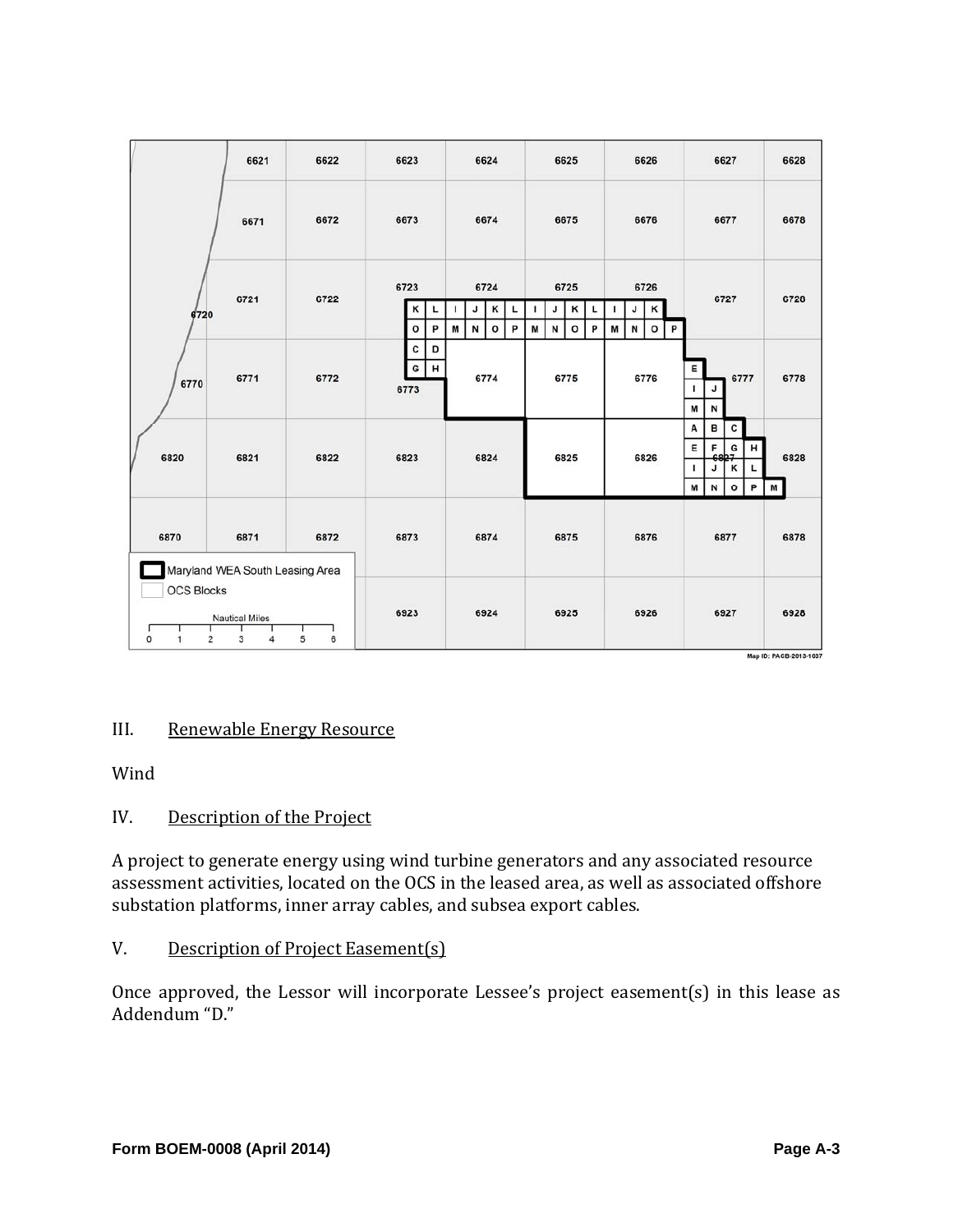## III. Renewable Energy Resource

Wind

## IV. Description of the Project

A project to generate energy using wind turbine generators and any associated resource assessment activities, located on the OCS in the leased area, as well as associated offshore substation platforms, inner array cables, and subsea export cables.

## V. Description of Project Easement(s)

Once approved, the Lessor will incorporate Lessee's project easement(s) in this lease as Addendum "D."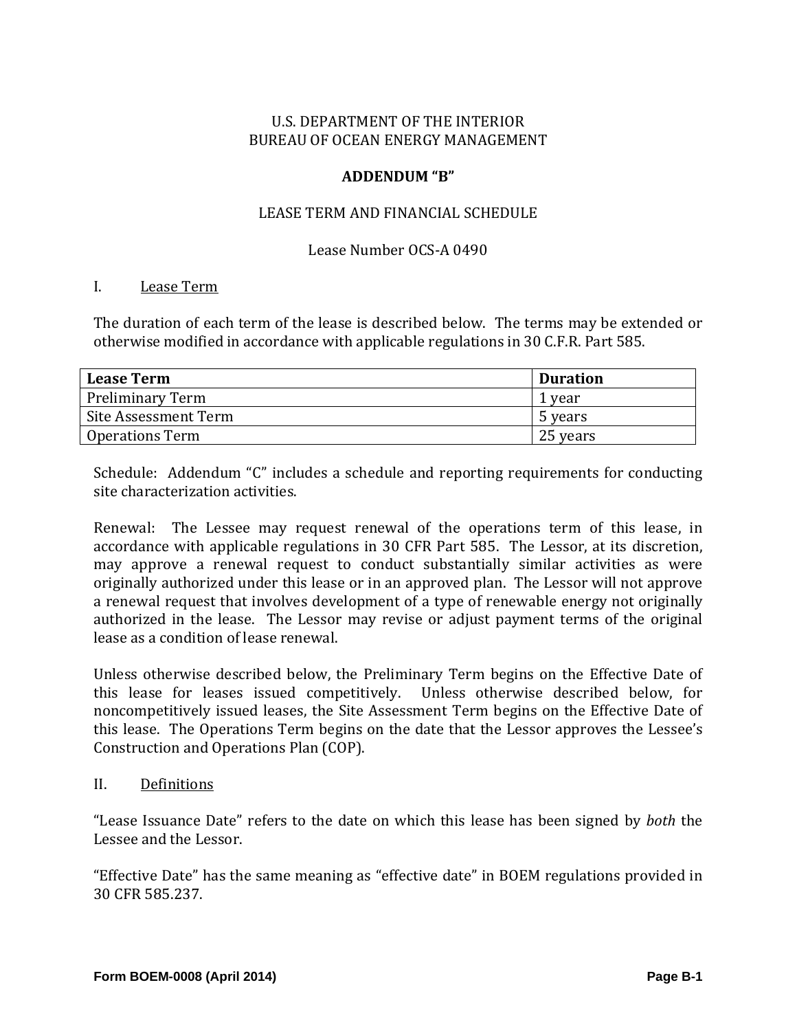U.S. DEPARTMENT OF THE INTERIOR
BUREAU OF OCEAN ENERGY MANAGEMENT

**ADDENDUM "B"**

LEASE TERM AND FINANCIAL SCHEDULE

Lease Number OCS-A 0490

## I. Lease Term

The duration of each term of the lease is described below. The terms may be extended or otherwise modified in accordance with applicable regulations in 30 C.F.R. Part 585.

| **Lease Term** | **Duration** |
|---|---|
| Preliminary Term | 1 year |
| Site Assessment Term | 5 years |
| Operations Term | 25 years |

Schedule: Addendum "C" includes a schedule and reporting requirements for conducting site characterization activities.

Renewal: The Lessee may request renewal of the operations term of this lease, in accordance with applicable regulations in 30 CFR Part 585. The Lessor, at its discretion, may approve a renewal request to conduct substantially similar activities as were originally authorized under this lease or in an approved plan. The Lessor will not approve a renewal request that involves development of a type of renewable energy not originally authorized in the lease. The Lessor may revise or adjust payment terms of the original lease as a condition of lease renewal.

Unless otherwise described below, the Preliminary Term begins on the Effective Date of this lease for leases issued competitively. Unless otherwise described below, for noncompetitively issued leases, the Site Assessment Term begins on the Effective Date of this lease. The Operations Term begins on the date that the Lessor approves the Lessee's Construction and Operations Plan (COP).

## II. Definitions

"Lease Issuance Date" refers to the date on which this lease has been signed by *both* the Lessee and the Lessor.

"Effective Date" has the same meaning as "effective date" in BOEM regulations provided in 30 CFR 585.237.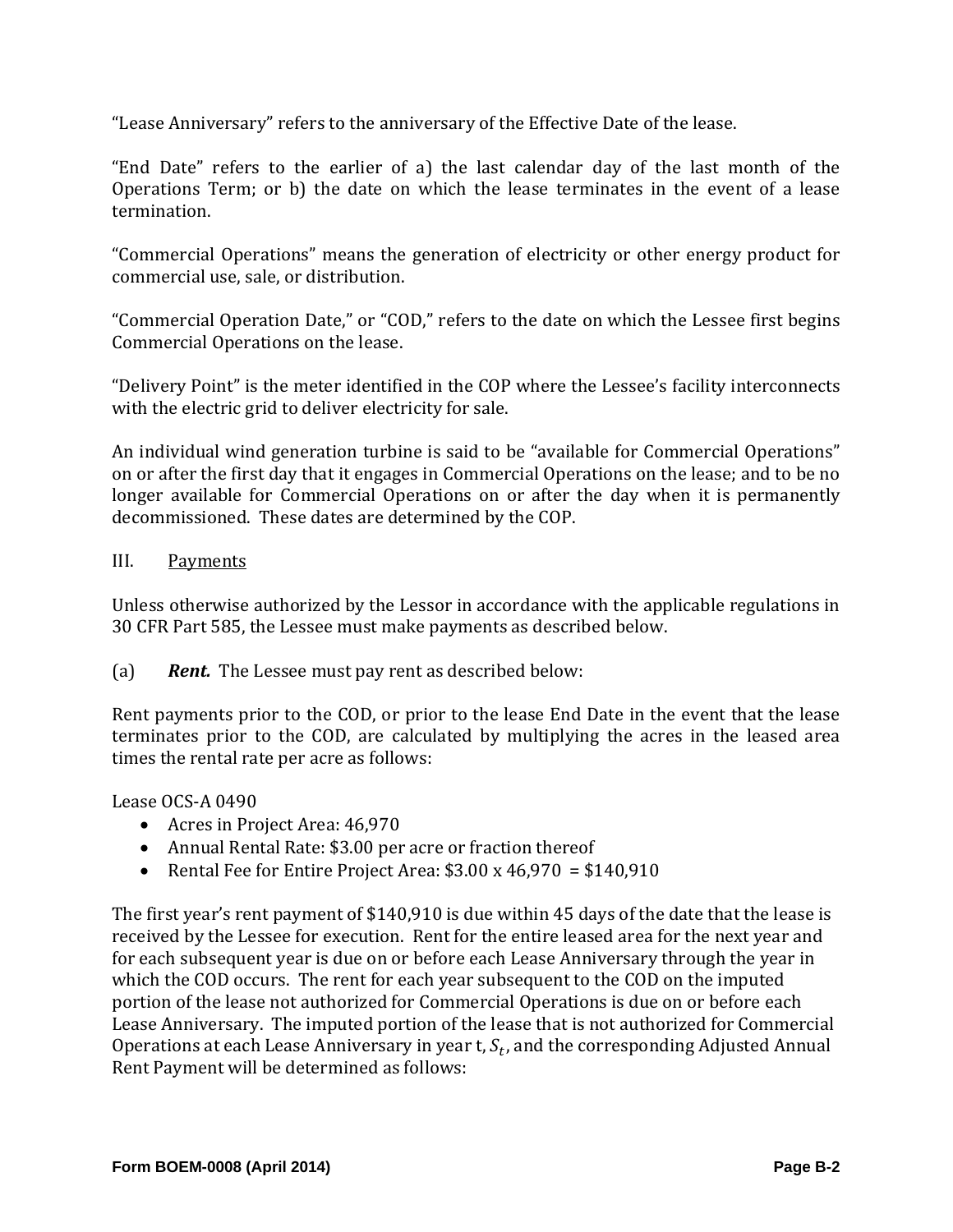"Lease Anniversary" refers to the anniversary of the Effective Date of the lease.

"End Date" refers to the earlier of a) the last calendar day of the last month of the Operations Term; or b) the date on which the lease terminates in the event of a lease termination.

"Commercial Operations" means the generation of electricity or other energy product for commercial use, sale, or distribution.

"Commercial Operation Date," or "COD," refers to the date on which the Lessee first begins Commercial Operations on the lease.

"Delivery Point" is the meter identified in the COP where the Lessee's facility interconnects with the electric grid to deliver electricity for sale.

An individual wind generation turbine is said to be "available for Commercial Operations" on or after the first day that it engages in Commercial Operations on the lease; and to be no longer available for Commercial Operations on or after the day when it is permanently decommissioned. These dates are determined by the COP.

III. Payments

Unless otherwise authorized by the Lessor in accordance with the applicable regulations in 30 CFR Part 585, the Lessee must make payments as described below.

(a) ***Rent.*** The Lessee must pay rent as described below:

Rent payments prior to the COD, or prior to the lease End Date in the event that the lease terminates prior to the COD, are calculated by multiplying the acres in the leased area times the rental rate per acre as follows:

Lease OCS-A 0490

- Acres in Project Area: 46,970
- Annual Rental Rate: $3.00 per acre or fraction thereof
- Rental Fee for Entire Project Area: $3.00 x 46,970 = $140,910

The first year's rent payment of $140,910 is due within 45 days of the date that the lease is received by the Lessee for execution. Rent for the entire leased area for the next year and for each subsequent year is due on or before each Lease Anniversary through the year in which the COD occurs. The rent for each year subsequent to the COD on the imputed portion of the lease not authorized for Commercial Operations is due on or before each Lease Anniversary. The imputed portion of the lease that is not authorized for Commercial Operations at each Lease Anniversary in year t, $S_t$, and the corresponding Adjusted Annual Rent Payment will be determined as follows: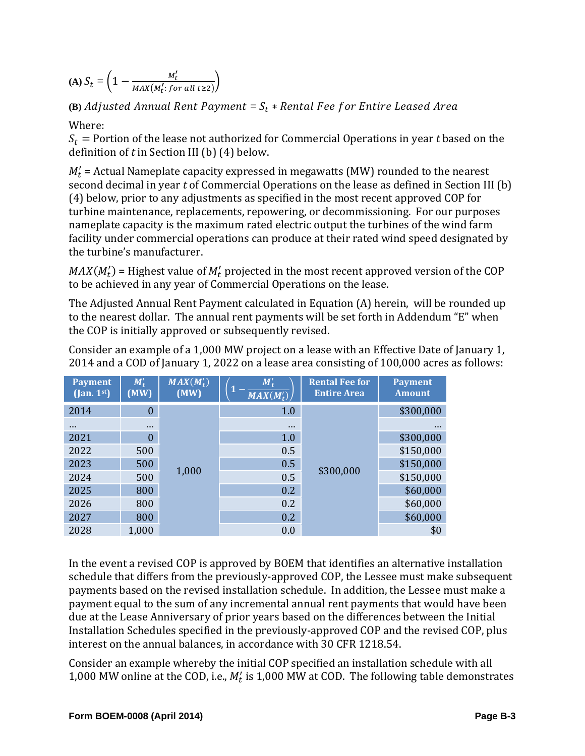**(A)** $S_t = \left(1 - \frac{M_t'}{MAX(M_t': \, for \, all \, t \geq 2)}\right)$

**(B)** $Adjusted \; Annual \; Rent \; Payment = S_t * Rental \; Fee \; for \; Entire \; Leased \; Area$

Where:

$S_t$ = Portion of the lease not authorized for Commercial Operations in year $t$ based on the definition of $t$ in Section III (b) (4) below.

$M_t'$ = Actual Nameplate capacity expressed in megawatts (MW) rounded to the nearest second decimal in year $t$ of Commercial Operations on the lease as defined in Section III (b) (4) below, prior to any adjustments as specified in the most recent approved COP for turbine maintenance, replacements, repowering, or decommissioning. For our purposes nameplate capacity is the maximum rated electric output the turbines of the wind farm facility under commercial operations can produce at their rated wind speed designated by the turbine's manufacturer.

$MAX(M_t')$ = Highest value of $M_t'$ projected in the most recent approved version of the COP to be achieved in any year of Commercial Operations on the lease.

The Adjusted Annual Rent Payment calculated in Equation (A) herein, will be rounded up to the nearest dollar. The annual rent payments will be set forth in Addendum "E" when the COP is initially approved or subsequently revised.

Consider an example of a 1,000 MW project on a lease with an Effective Date of January 1, 2014 and a COD of January 1, 2022 on a lease area consisting of 100,000 acres as follows:

| Payment (Jan. 1st) | $M_t'$ (MW) | $MAX(M_t')$ (MW) | $\left(1 - \frac{M_t'}{MAX(M_t')}\right)$ | Rental Fee for Entire Area | Payment Amount |
|---|---|---|---|---|---|
| 2014 | 0 | 1,000 | 1.0 | $300,000 | $300,000 |
| ... | ... | | ... | | ... |
| 2021 | 0 | | 1.0 | | $300,000 |
| 2022 | 500 | | 0.5 | | $150,000 |
| 2023 | 500 | | 0.5 | | $150,000 |
| 2024 | 500 | | 0.5 | | $150,000 |
| 2025 | 800 | | 0.2 | | $60,000 |
| 2026 | 800 | | 0.2 | | $60,000 |
| 2027 | 800 | | 0.2 | | $60,000 |
| 2028 | 1,000 | | 0.0 | | $0 |

In the event a revised COP is approved by BOEM that identifies an alternative installation schedule that differs from the previously-approved COP, the Lessee must make subsequent payments based on the revised installation schedule. In addition, the Lessee must make a payment equal to the sum of any incremental annual rent payments that would have been due at the Lease Anniversary of prior years based on the differences between the Initial Installation Schedules specified in the previously-approved COP and the revised COP, plus interest on the annual balances, in accordance with 30 CFR 1218.54.

Consider an example whereby the initial COP specified an installation schedule with all 1,000 MW online at the COD, i.e., $M_t'$ is 1,000 MW at COD. The following table demonstrates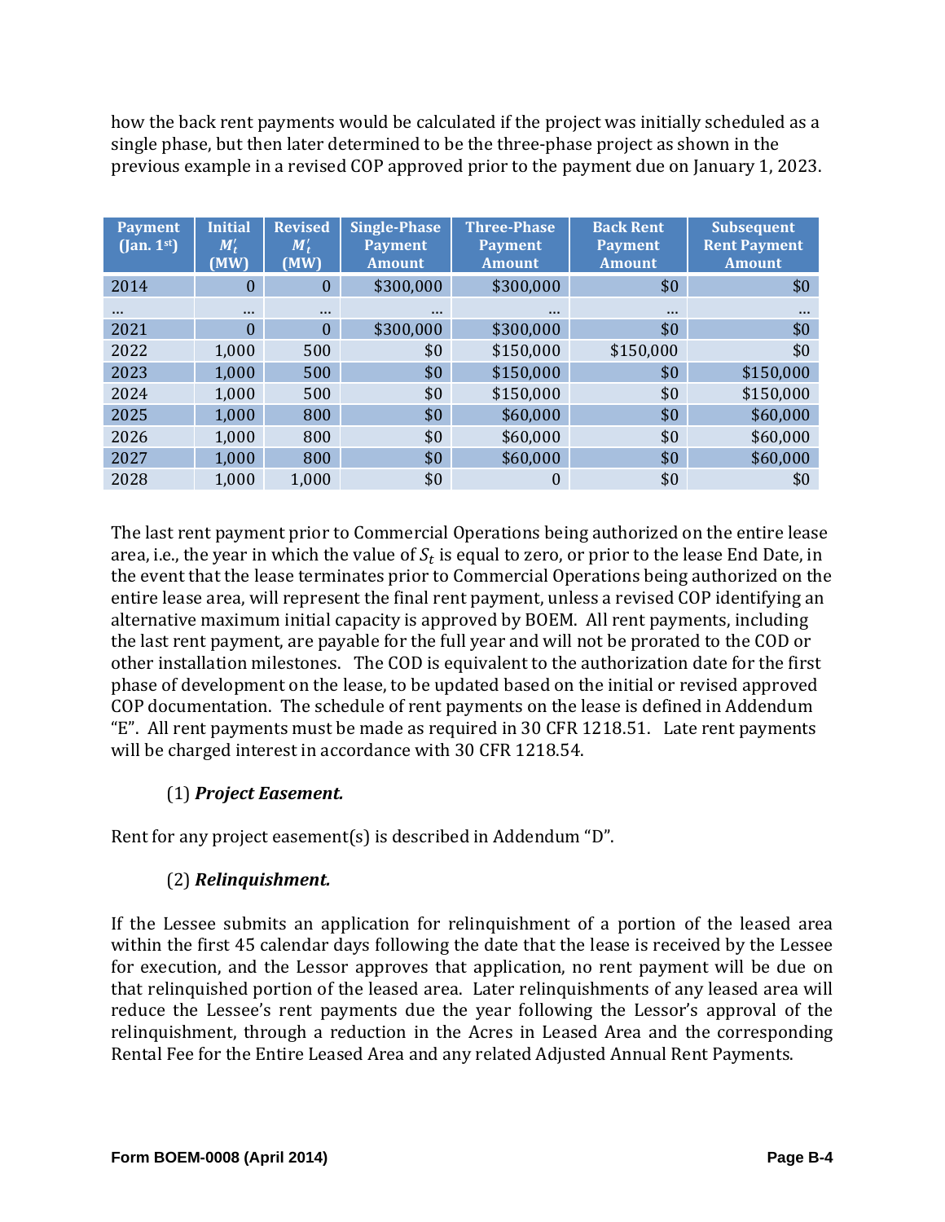how the back rent payments would be calculated if the project was initially scheduled as a single phase, but then later determined to be the three-phase project as shown in the previous example in a revised COP approved prior to the payment due on January 1, 2023.

| Payment (Jan. 1st) | Initial $M_t'$ (MW) | Revised $M_t'$ (MW) | Single-Phase Payment Amount | Three-Phase Payment Amount | Back Rent Payment Amount | Subsequent Rent Payment Amount |
|---|---|---|---|---|---|---|
| 2014 | 0 | 0 | $300,000 | $300,000 | $0 | $0 |
| ... | ... | ... | ... | ... | ... | ... |
| 2021 | 0 | 0 | $300,000 | $300,000 | $0 | $0 |
| 2022 | 1,000 | 500 | $0 | $150,000 | $150,000 | $0 |
| 2023 | 1,000 | 500 | $0 | $150,000 | $0 | $150,000 |
| 2024 | 1,000 | 500 | $0 | $150,000 | $0 | $150,000 |
| 2025 | 1,000 | 800 | $0 | $60,000 | $0 | $60,000 |
| 2026 | 1,000 | 800 | $0 | $60,000 | $0 | $60,000 |
| 2027 | 1,000 | 800 | $0 | $60,000 | $0 | $60,000 |
| 2028 | 1,000 | 1,000 | $0 | 0 | $0 | $0 |

The last rent payment prior to Commercial Operations being authorized on the entire lease area, i.e., the year in which the value of $S_t$ is equal to zero, or prior to the lease End Date, in the event that the lease terminates prior to Commercial Operations being authorized on the entire lease area, will represent the final rent payment, unless a revised COP identifying an alternative maximum initial capacity is approved by BOEM. All rent payments, including the last rent payment, are payable for the full year and will not be prorated to the COD or other installation milestones. The COD is equivalent to the authorization date for the first phase of development on the lease, to be updated based on the initial or revised approved COP documentation. The schedule of rent payments on the lease is defined in Addendum "E". All rent payments must be made as required in 30 CFR 1218.51. Late rent payments will be charged interest in accordance with 30 CFR 1218.54.

(1) ***Project Easement.***

Rent for any project easement(s) is described in Addendum "D".

(2) ***Relinquishment.***

If the Lessee submits an application for relinquishment of a portion of the leased area within the first 45 calendar days following the date that the lease is received by the Lessee for execution, and the Lessor approves that application, no rent payment will be due on that relinquished portion of the leased area. Later relinquishments of any leased area will reduce the Lessee's rent payments due the year following the Lessor's approval of the relinquishment, through a reduction in the Acres in Leased Area and the corresponding Rental Fee for the Entire Leased Area and any related Adjusted Annual Rent Payments.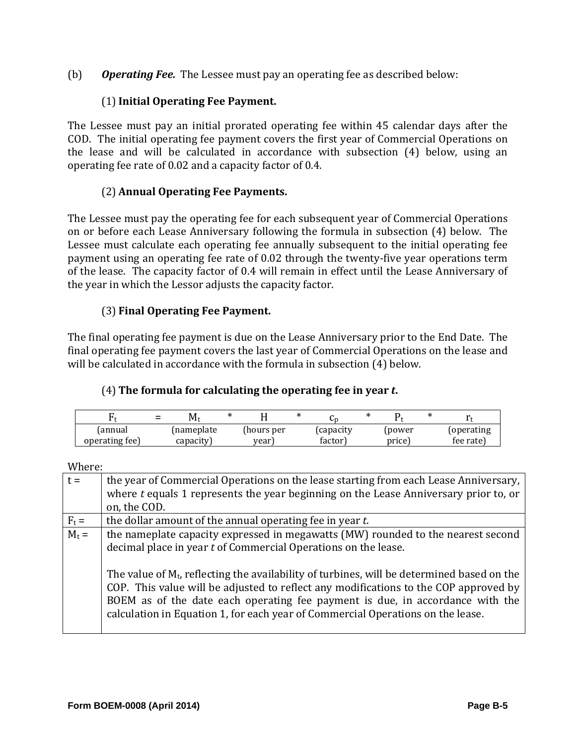(b) ***Operating Fee.*** The Lessee must pay an operating fee as described below:

(1) **Initial Operating Fee Payment.**

The Lessee must pay an initial prorated operating fee within 45 calendar days after the COD. The initial operating fee payment covers the first year of Commercial Operations on the lease and will be calculated in accordance with subsection (4) below, using an operating fee rate of 0.02 and a capacity factor of 0.4.

(2) **Annual Operating Fee Payments.**

The Lessee must pay the operating fee for each subsequent year of Commercial Operations on or before each Lease Anniversary following the formula in subsection (4) below. The Lessee must calculate each operating fee annually subsequent to the initial operating fee payment using an operating fee rate of 0.02 through the twenty-five year operations term of the lease. The capacity factor of 0.4 will remain in effect until the Lease Anniversary of the year in which the Lessor adjusts the capacity factor.

(3) **Final Operating Fee Payment.**

The final operating fee payment is due on the Lease Anniversary prior to the End Date. The final operating fee payment covers the last year of Commercial Operations on the lease and will be calculated in accordance with the formula in subsection (4) below.

(4) **The formula for calculating the operating fee in year *t*.**

| $F_t$ | = | $M_t$ | * | $H$ | * | $c_p$ | * | $P_t$ | * | $r_t$ |
|---|---|---|---|---|---|---|---|---|---|---|
| (annual operating fee) | | (nameplate capacity) | | (hours per year) | | (capacity factor) | | (power price) | | (operating fee rate) |

Where:

| | |
|---|---|
| t = | the year of Commercial Operations on the lease starting from each Lease Anniversary, where *t* equals 1 represents the year beginning on the Lease Anniversary prior to, or on, the COD. |
| $F_t$ = | the dollar amount of the annual operating fee in year *t*. |
| $M_t$ = | the nameplate capacity expressed in megawatts (MW) rounded to the nearest second decimal place in year *t* of Commercial Operations on the lease.<br><br>The value of $M_t$, reflecting the availability of turbines, will be determined based on the COP. This value will be adjusted to reflect any modifications to the COP approved by BOEM as of the date each operating fee payment is due, in accordance with the calculation in Equation 1, for each year of Commercial Operations on the lease. |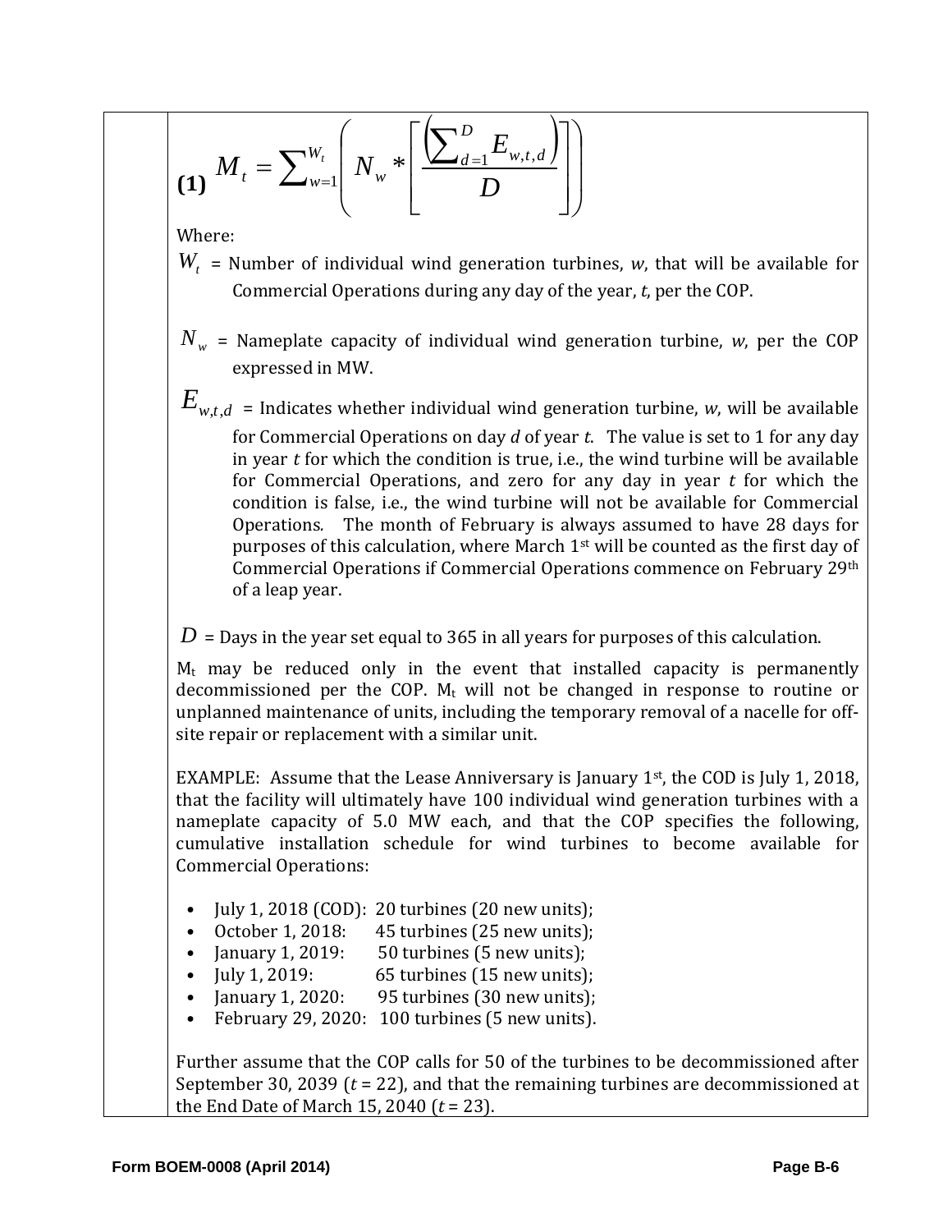**(1)** $$M_t = \sum_{w=1}^{W_t} \left( N_w * \left[ \frac{\left( \sum_{d=1}^{D} E_{w,t,d} \right)}{D} \right] \right)$$

Where:

$W_t$ = Number of individual wind generation turbines, *w*, that will be available for Commercial Operations during any day of the year, *t*, per the COP.

$N_w$ = Nameplate capacity of individual wind generation turbine, *w*, per the COP expressed in MW.

$E_{w,t,d}$ = Indicates whether individual wind generation turbine, *w*, will be available for Commercial Operations on day *d* of year *t*. The value is set to 1 for any day in year *t* for which the condition is true, i.e., the wind turbine will be available for Commercial Operations, and zero for any day in year *t* for which the condition is false, i.e., the wind turbine will not be available for Commercial Operations. The month of February is always assumed to have 28 days for purposes of this calculation, where March 1st will be counted as the first day of Commercial Operations if Commercial Operations commence on February 29th of a leap year.

$D$ = Days in the year set equal to 365 in all years for purposes of this calculation.

$M_t$ may be reduced only in the event that installed capacity is permanently decommissioned per the COP. $M_t$ will not be changed in response to routine or unplanned maintenance of units, including the temporary removal of a nacelle for off-site repair or replacement with a similar unit.

EXAMPLE: Assume that the Lease Anniversary is January 1st, the COD is July 1, 2018, that the facility will ultimately have 100 individual wind generation turbines with a nameplate capacity of 5.0 MW each, and that the COP specifies the following, cumulative installation schedule for wind turbines to become available for Commercial Operations:

- July 1, 2018 (COD): 20 turbines (20 new units);
- October 1, 2018: 45 turbines (25 new units);
- January 1, 2019: 50 turbines (5 new units);
- July 1, 2019: 65 turbines (15 new units);
- January 1, 2020: 95 turbines (30 new units);
- February 29, 2020: 100 turbines (5 new units).

Further assume that the COP calls for 50 of the turbines to be decommissioned after September 30, 2039 ($t$ = 22), and that the remaining turbines are decommissioned at the End Date of March 15, 2040 ($t$ = 23).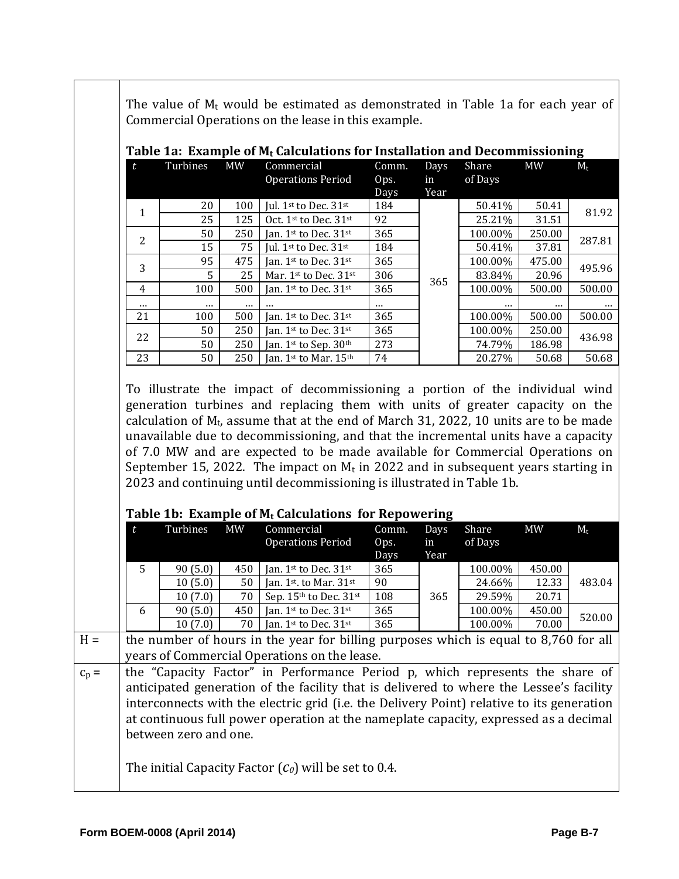The value of $M_t$ would be estimated as demonstrated in Table 1a for each year of Commercial Operations on the lease in this example.

**Table 1a: Example of $M_t$ Calculations for Installation and Decommissioning**

| $t$ | Turbines | MW | Commercial Operations Period | Comm. Ops. Days | Days in Year | Share of Days | MW | $M_t$ |
|---|---|---|---|---|---|---|---|---|
| 1 | 20 | 100 | Jul. 1st to Dec. 31st | 184 | 365 | 50.41% | 50.41 | 81.92 |
| | 25 | 125 | Oct. 1st to Dec. 31st | 92 | | 25.21% | 31.51 | |
| 2 | 50 | 250 | Jan. 1st to Dec. 31st | 365 | | 100.00% | 250.00 | 287.81 |
| | 15 | 75 | Jul. 1st to Dec. 31st | 184 | | 50.41% | 37.81 | |
| 3 | 95 | 475 | Jan. 1st to Dec. 31st | 365 | | 100.00% | 475.00 | 495.96 |
| | 5 | 25 | Mar. 1st to Dec. 31st | 306 | | 83.84% | 20.96 | |
| 4 | 100 | 500 | Jan. 1st to Dec. 31st | 365 | | 100.00% | 500.00 | 500.00 |
| … | … | … | … | … | | … | … | … |
| 21 | 100 | 500 | Jan. 1st to Dec. 31st | 365 | | 100.00% | 500.00 | 500.00 |
| 22 | 50 | 250 | Jan. 1st to Dec. 31st | 365 | | 100.00% | 250.00 | 436.98 |
| | 50 | 250 | Jan. 1st to Sep. 30th | 273 | | 74.79% | 186.98 | |
| 23 | 50 | 250 | Jan. 1st to Mar. 15th | 74 | | 20.27% | 50.68 | 50.68 |

To illustrate the impact of decommissioning a portion of the individual wind generation turbines and replacing them with units of greater capacity on the calculation of $M_t$, assume that at the end of March 31, 2022, 10 units are to be made unavailable due to decommissioning, and that the incremental units have a capacity of 7.0 MW and are expected to be made available for Commercial Operations on September 15, 2022. The impact on $M_t$ in 2022 and in subsequent years starting in 2023 and continuing until decommissioning is illustrated in Table 1b.

**Table 1b: Example of $M_t$ Calculations for Repowering**

| $t$ | Turbines | MW | Commercial Operations Period | Comm. Ops. Days | Days in Year | Share of Days | MW | $M_t$ |
|---|---|---|---|---|---|---|---|---|
| 5 | 90 (5.0) | 450 | Jan. 1st to Dec. 31st | 365 | 365 | 100.00% | 450.00 | 483.04 |
| | 10 (5.0) | 50 | Jan. 1st. to Mar. 31st | 90 | | 24.66% | 12.33 | |
| | 10 (7.0) | 70 | Sep. 15th to Dec. 31st | 108 | | 29.59% | 20.71 | |
| 6 | 90 (5.0) | 450 | Jan. 1st to Dec. 31st | 365 | | 100.00% | 450.00 | 520.00 |
| | 10 (7.0) | 70 | Jan. 1st to Dec. 31st | 365 | | 100.00% | 70.00 | |

H = the number of hours in the year for billing purposes which is equal to 8,760 for all years of Commercial Operations on the lease.

$c_p$ = the "Capacity Factor" in Performance Period p, which represents the share of anticipated generation of the facility that is delivered to where the Lessee's facility interconnects with the electric grid (i.e. the Delivery Point) relative to its generation at continuous full power operation at the nameplate capacity, expressed as a decimal between zero and one.

The initial Capacity Factor ($c_0$) will be set to 0.4.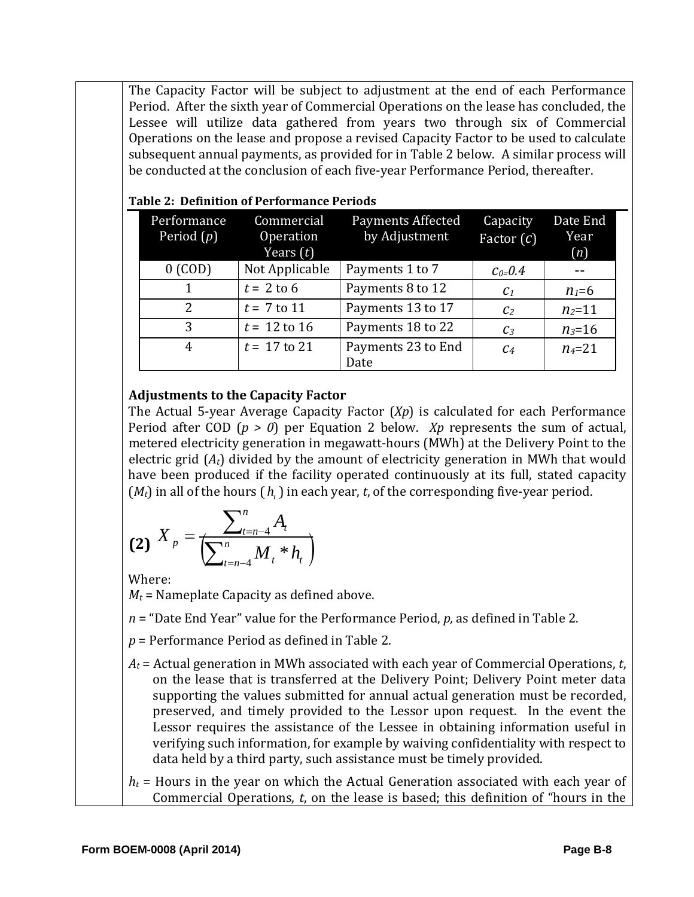The Capacity Factor will be subject to adjustment at the end of each Performance Period. After the sixth year of Commercial Operations on the lease has concluded, the Lessee will utilize data gathered from years two through six of Commercial Operations on the lease and propose a revised Capacity Factor to be used to calculate subsequent annual payments, as provided for in Table 2 below. A similar process will be conducted at the conclusion of each five-year Performance Period, thereafter.

**Table 2: Definition of Performance Periods**

| Performance Period ($p$) | Commercial Operation Years ($t$) | Payments Affected by Adjustment | Capacity Factor ($c$) | Date End Year ($n$) |
|---|---|---|---|---|
| 0 (COD) | Not Applicable | Payments 1 to 7 | $c_0=0.4$ | -- |
| 1 | $t =$ 2 to 6 | Payments 8 to 12 | $c_1$ | $n_1=6$ |
| 2 | $t =$ 7 to 11 | Payments 13 to 17 | $c_2$ | $n_2=11$ |
| 3 | $t =$ 12 to 16 | Payments 18 to 22 | $c_3$ | $n_3=16$ |
| 4 | $t =$ 17 to 21 | Payments 23 to End Date | $c_4$ | $n_4=21$ |

**Adjustments to the Capacity Factor**

The Actual 5-year Average Capacity Factor ($X_p$) is calculated for each Performance Period after COD ($p > 0$) per Equation 2 below. $X_p$ represents the sum of actual, metered electricity generation in megawatt-hours (MWh) at the Delivery Point to the electric grid ($A_t$) divided by the amount of electricity generation in MWh that would have been produced if the facility operated continuously at its full, stated capacity ($M_t$) in all of the hours ( $h_t$ ) in each year, $t$, of the corresponding five-year period.

**(2)** $$X_p = \frac{\sum_{t=n-4}^{n} A_t}{\left(\sum_{t=n-4}^{n} M_t * h_t\right)}$$

Where:

$M_t$ = Nameplate Capacity as defined above.

$n$ = "Date End Year" value for the Performance Period, $p$, as defined in Table 2.

$p$ = Performance Period as defined in Table 2.

$A_t$ = Actual generation in MWh associated with each year of Commercial Operations, $t$, on the lease that is transferred at the Delivery Point; Delivery Point meter data supporting the values submitted for annual actual generation must be recorded, preserved, and timely provided to the Lessor upon request. In the event the Lessor requires the assistance of the Lessee in obtaining information useful in verifying such information, for example by waiving confidentiality with respect to data held by a third party, such assistance must be timely provided.

$h_t$ = Hours in the year on which the Actual Generation associated with each year of Commercial Operations, $t$, on the lease is based; this definition of "hours in the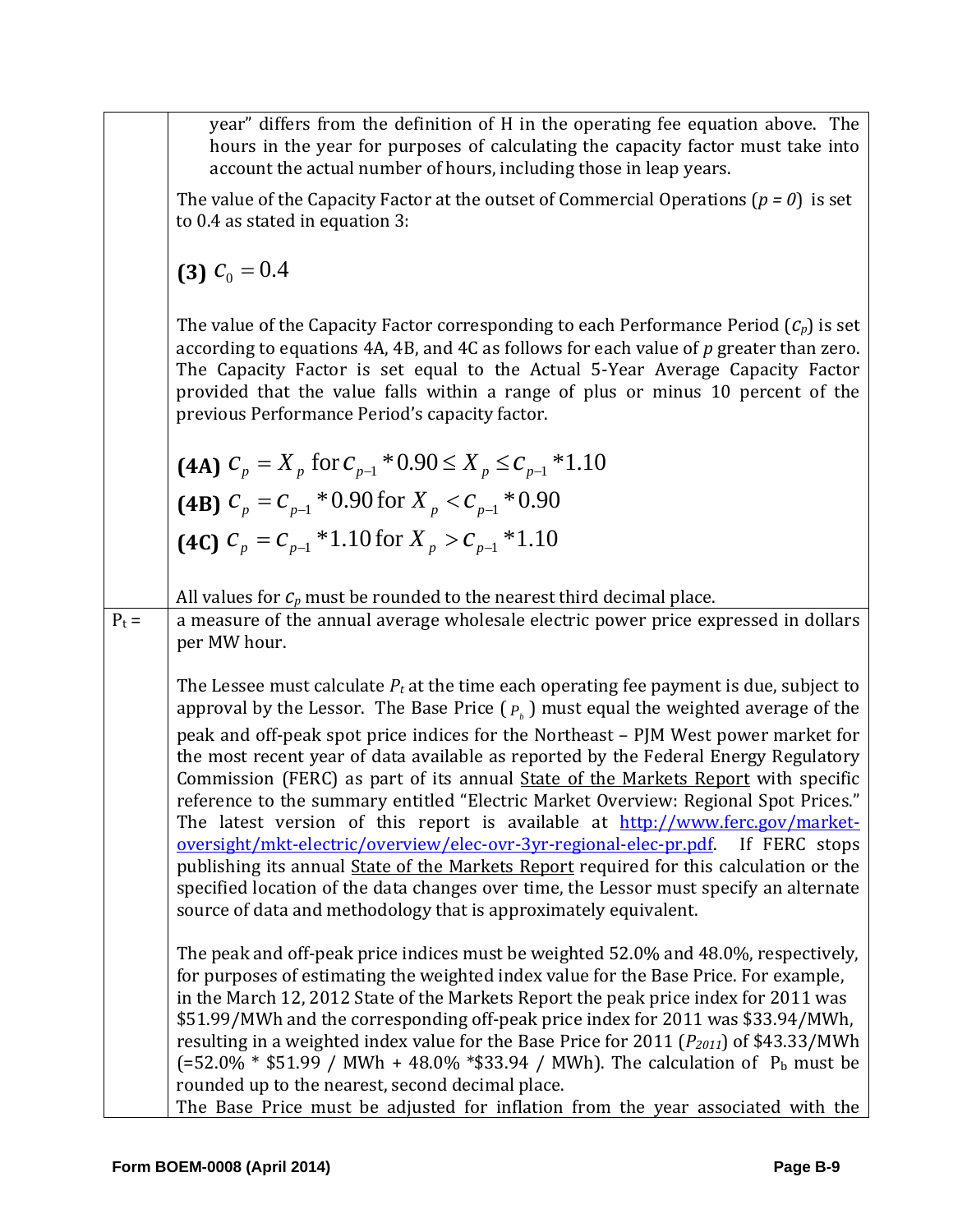| | |
|---|---|
| | year" differs from the definition of H in the operating fee equation above. The hours in the year for purposes of calculating the capacity factor must take into account the actual number of hours, including those in leap years.<br><br>The value of the Capacity Factor at the outset of Commercial Operations ($p = 0$) is set to 0.4 as stated in equation 3:<br><br>**(3)** $c_0 = 0.4$<br><br>The value of the Capacity Factor corresponding to each Performance Period ($c_p$) is set according to equations 4A, 4B, and 4C as follows for each value of $p$ greater than zero. The Capacity Factor is set equal to the Actual 5-Year Average Capacity Factor provided that the value falls within a range of plus or minus 10 percent of the previous Performance Period's capacity factor.<br><br>**(4A)** $c_p = X_p \text{ for } c_{p-1} * 0.90 \leq X_p \leq c_{p-1} * 1.10$<br>**(4B)** $c_p = c_{p-1} * 0.90 \text{ for } X_p < c_{p-1} * 0.90$<br>**(4C)** $c_p = c_{p-1} * 1.10 \text{ for } X_p > c_{p-1} * 1.10$<br><br>All values for $c_p$ must be rounded to the nearest third decimal place. |
| $P_t$ = | a measure of the annual average wholesale electric power price expressed in dollars per MW hour.<br><br>The Lessee must calculate $P_t$ at the time each operating fee payment is due, subject to approval by the Lessor. The Base Price ($P_b$) must equal the weighted average of the peak and off-peak spot price indices for the Northeast – PJM West power market for the most recent year of data available as reported by the Federal Energy Regulatory Commission (FERC) as part of its annual State of the Markets Report with specific reference to the summary entitled "Electric Market Overview: Regional Spot Prices." The latest version of this report is available at http://www.ferc.gov/market-oversight/mkt-electric/overview/elec-ovr-3yr-regional-elec-pr.pdf. If FERC stops publishing its annual State of the Markets Report required for this calculation or the specified location of the data changes over time, the Lessor must specify an alternate source of data and methodology that is approximately equivalent.<br><br>The peak and off-peak price indices must be weighted 52.0% and 48.0%, respectively, for purposes of estimating the weighted index value for the Base Price. For example, in the March 12, 2012 State of the Markets Report the peak price index for 2011 was \$51.99/MWh and the corresponding off-peak price index for 2011 was \$33.94/MWh, resulting in a weighted index value for the Base Price for 2011 ($P_{2011}$) of \$43.33/MWh (=52.0% * \$51.99 / MWh + 48.0% *\$33.94 / MWh). The calculation of $P_b$ must be rounded up to the nearest, second decimal place.<br>The Base Price must be adjusted for inflation from the year associated with the |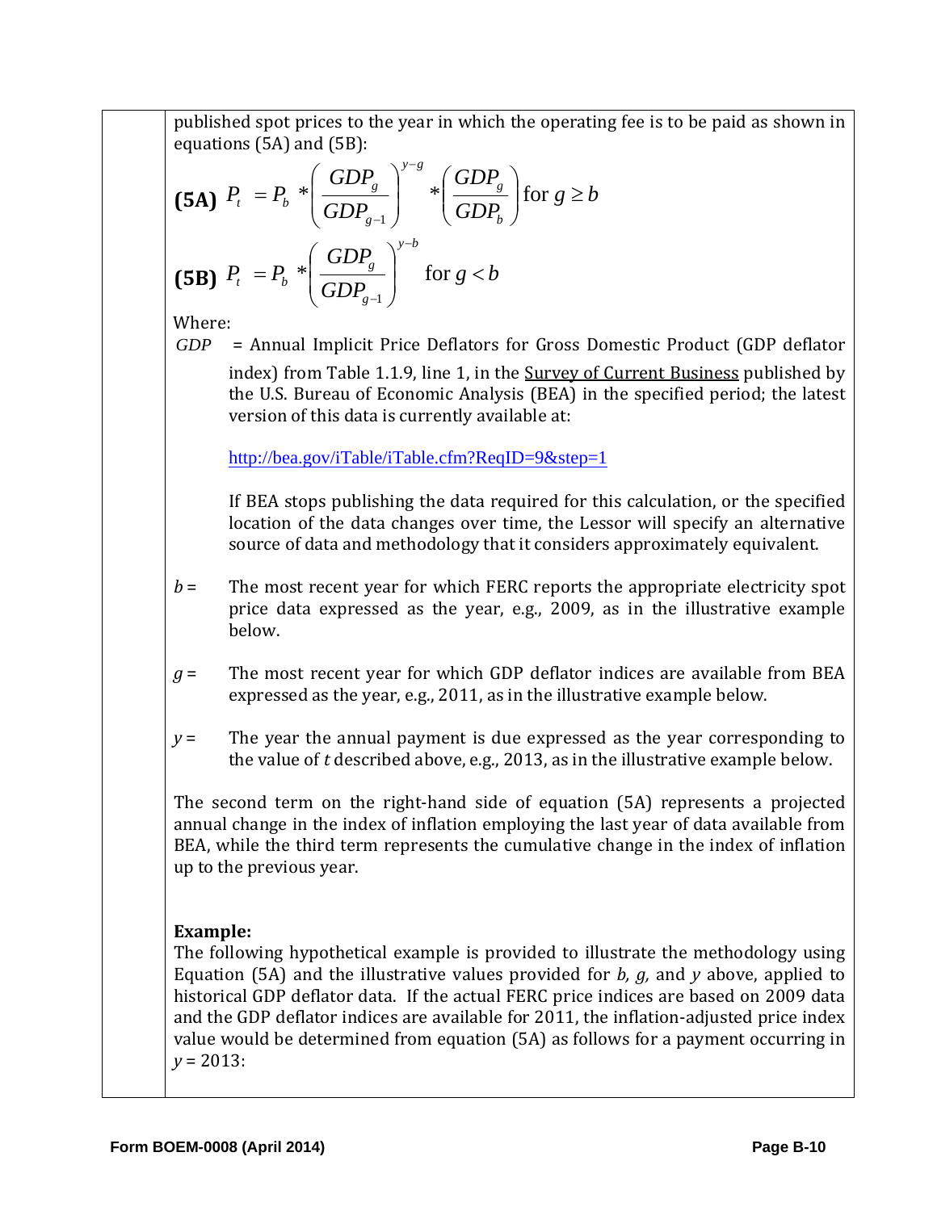published spot prices to the year in which the operating fee is to be paid as shown in equations (5A) and (5B):

$$\textbf{(5A)}\ P_t = P_b * \left(\frac{GDP_g}{GDP_{g-1}}\right)^{y-g} * \left(\frac{GDP_g}{GDP_b}\right) \text{ for } g \geq b$$

$$\textbf{(5B)}\ P_t = P_b * \left(\frac{GDP_g}{GDP_{g-1}}\right)^{y-b} \text{ for } g < b$$

Where:

$GDP$ = Annual Implicit Price Deflators for Gross Domestic Product (GDP deflator index) from Table 1.1.9, line 1, in the Survey of Current Business published by the U.S. Bureau of Economic Analysis (BEA) in the specified period; the latest version of this data is currently available at:

http://bea.gov/iTable/iTable.cfm?ReqID=9&step=1

If BEA stops publishing the data required for this calculation, or the specified location of the data changes over time, the Lessor will specify an alternative source of data and methodology that it considers approximately equivalent.

$b$ = The most recent year for which FERC reports the appropriate electricity spot price data expressed as the year, e.g., 2009, as in the illustrative example below.

$g$ = The most recent year for which GDP deflator indices are available from BEA expressed as the year, e.g., 2011, as in the illustrative example below.

$y$ = The year the annual payment is due expressed as the year corresponding to the value of $t$ described above, e.g., 2013, as in the illustrative example below.

The second term on the right-hand side of equation (5A) represents a projected annual change in the index of inflation employing the last year of data available from BEA, while the third term represents the cumulative change in the index of inflation up to the previous year.

**Example:**

The following hypothetical example is provided to illustrate the methodology using Equation (5A) and the illustrative values provided for *b, g,* and *y* above, applied to historical GDP deflator data. If the actual FERC price indices are based on 2009 data and the GDP deflator indices are available for 2011, the inflation-adjusted price index value would be determined from equation (5A) as follows for a payment occurring in $y = 2013$: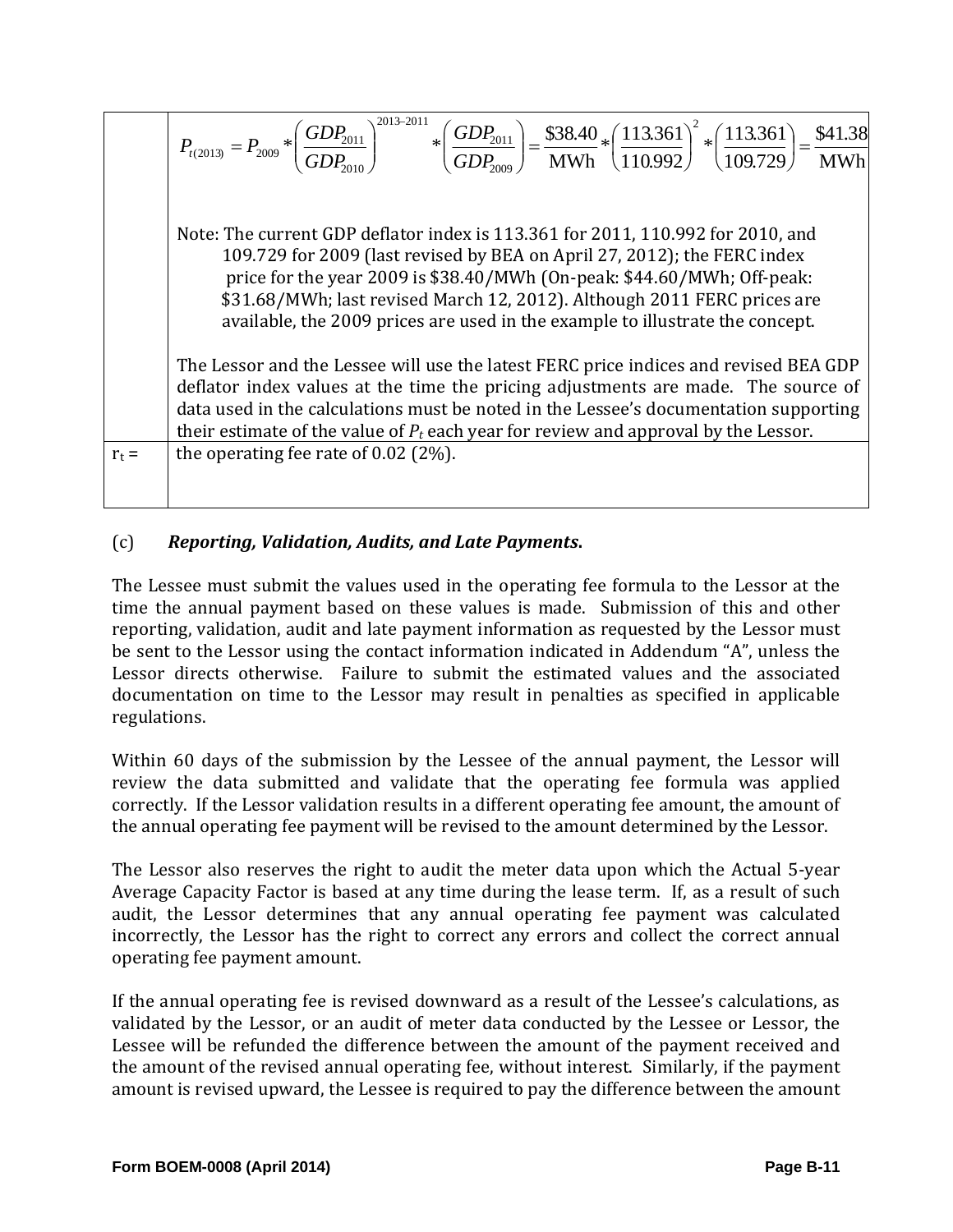| | |
|---|---|
| | $P_{t(2013)} = P_{2009} * \left(\frac{GDP_{2011}}{GDP_{2010}}\right)^{2013-2011} * \left(\frac{GDP_{2011}}{GDP_{2009}}\right) = \frac{\$38.40}{\text{MWh}} * \left(\frac{113.361}{110.992}\right)^2 * \left(\frac{113.361}{109.729}\right) = \frac{\$41.38}{\text{MWh}}$<br><br>Note: The current GDP deflator index is 113.361 for 2011, 110.992 for 2010, and 109.729 for 2009 (last revised by BEA on April 27, 2012); the FERC index price for the year 2009 is $38.40/MWh (On-peak: $44.60/MWh; Off-peak: $31.68/MWh; last revised March 12, 2012). Although 2011 FERC prices are available, the 2009 prices are used in the example to illustrate the concept.<br><br>The Lessor and the Lessee will use the latest FERC price indices and revised BEA GDP deflator index values at the time the pricing adjustments are made. The source of data used in the calculations must be noted in the Lessee's documentation supporting their estimate of the value of $P_t$ each year for review and approval by the Lessor. |
| $r_t$ = | the operating fee rate of 0.02 (2%). |

(c) ***Reporting, Validation, Audits, and Late Payments.***

The Lessee must submit the values used in the operating fee formula to the Lessor at the time the annual payment based on these values is made. Submission of this and other reporting, validation, audit and late payment information as requested by the Lessor must be sent to the Lessor using the contact information indicated in Addendum "A", unless the Lessor directs otherwise. Failure to submit the estimated values and the associated documentation on time to the Lessor may result in penalties as specified in applicable regulations.

Within 60 days of the submission by the Lessee of the annual payment, the Lessor will review the data submitted and validate that the operating fee formula was applied correctly. If the Lessor validation results in a different operating fee amount, the amount of the annual operating fee payment will be revised to the amount determined by the Lessor.

The Lessor also reserves the right to audit the meter data upon which the Actual 5-year Average Capacity Factor is based at any time during the lease term. If, as a result of such audit, the Lessor determines that any annual operating fee payment was calculated incorrectly, the Lessor has the right to correct any errors and collect the correct annual operating fee payment amount.

If the annual operating fee is revised downward as a result of the Lessee's calculations, as validated by the Lessor, or an audit of meter data conducted by the Lessee or Lessor, the Lessee will be refunded the difference between the amount of the payment received and the amount of the revised annual operating fee, without interest. Similarly, if the payment amount is revised upward, the Lessee is required to pay the difference between the amount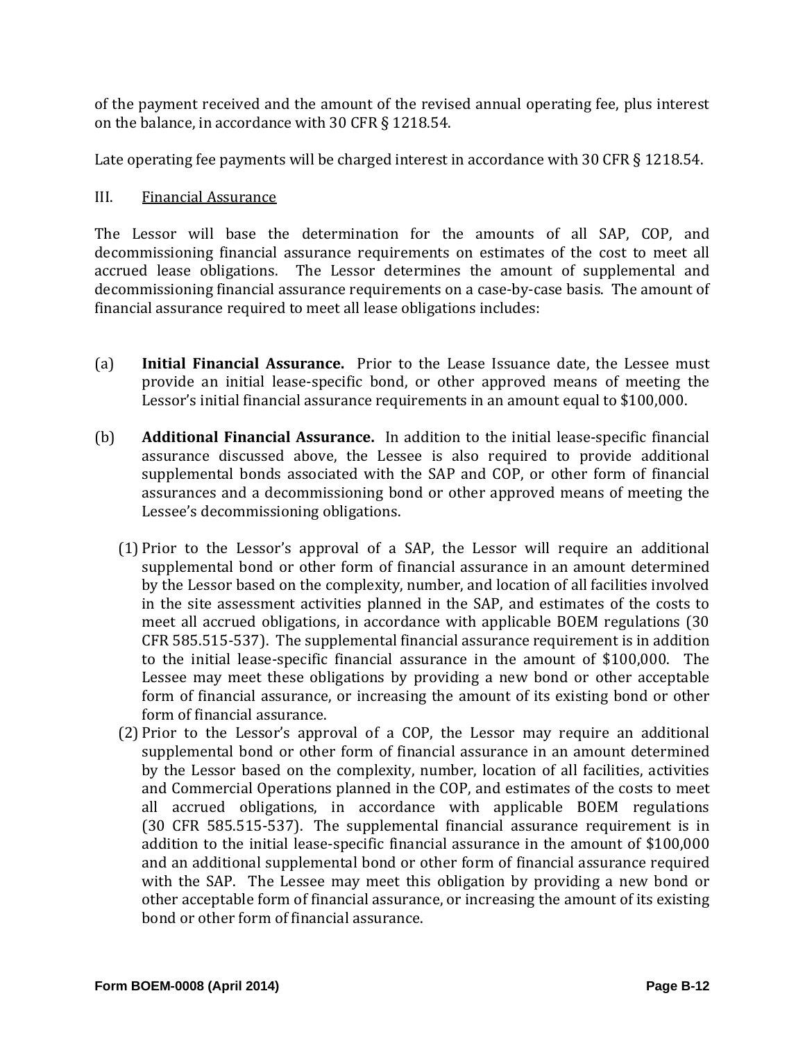of the payment received and the amount of the revised annual operating fee, plus interest on the balance, in accordance with 30 CFR § 1218.54.

Late operating fee payments will be charged interest in accordance with 30 CFR § 1218.54.

III. Financial Assurance

The Lessor will base the determination for the amounts of all SAP, COP, and decommissioning financial assurance requirements on estimates of the cost to meet all accrued lease obligations. The Lessor determines the amount of supplemental and decommissioning financial assurance requirements on a case-by-case basis. The amount of financial assurance required to meet all lease obligations includes:

(a) **Initial Financial Assurance.** Prior to the Lease Issuance date, the Lessee must provide an initial lease-specific bond, or other approved means of meeting the Lessor's initial financial assurance requirements in an amount equal to $100,000.

(b) **Additional Financial Assurance.** In addition to the initial lease-specific financial assurance discussed above, the Lessee is also required to provide additional supplemental bonds associated with the SAP and COP, or other form of financial assurances and a decommissioning bond or other approved means of meeting the Lessee's decommissioning obligations.

(1) Prior to the Lessor's approval of a SAP, the Lessor will require an additional supplemental bond or other form of financial assurance in an amount determined by the Lessor based on the complexity, number, and location of all facilities involved in the site assessment activities planned in the SAP, and estimates of the costs to meet all accrued obligations, in accordance with applicable BOEM regulations (30 CFR 585.515-537). The supplemental financial assurance requirement is in addition to the initial lease-specific financial assurance in the amount of $100,000. The Lessee may meet these obligations by providing a new bond or other acceptable form of financial assurance, or increasing the amount of its existing bond or other form of financial assurance.

(2) Prior to the Lessor's approval of a COP, the Lessor may require an additional supplemental bond or other form of financial assurance in an amount determined by the Lessor based on the complexity, number, location of all facilities, activities and Commercial Operations planned in the COP, and estimates of the costs to meet all accrued obligations, in accordance with applicable BOEM regulations (30 CFR 585.515-537). The supplemental financial assurance requirement is in addition to the initial lease-specific financial assurance in the amount of $100,000 and an additional supplemental bond or other form of financial assurance required with the SAP. The Lessee may meet this obligation by providing a new bond or other acceptable form of financial assurance, or increasing the amount of its existing bond or other form of financial assurance.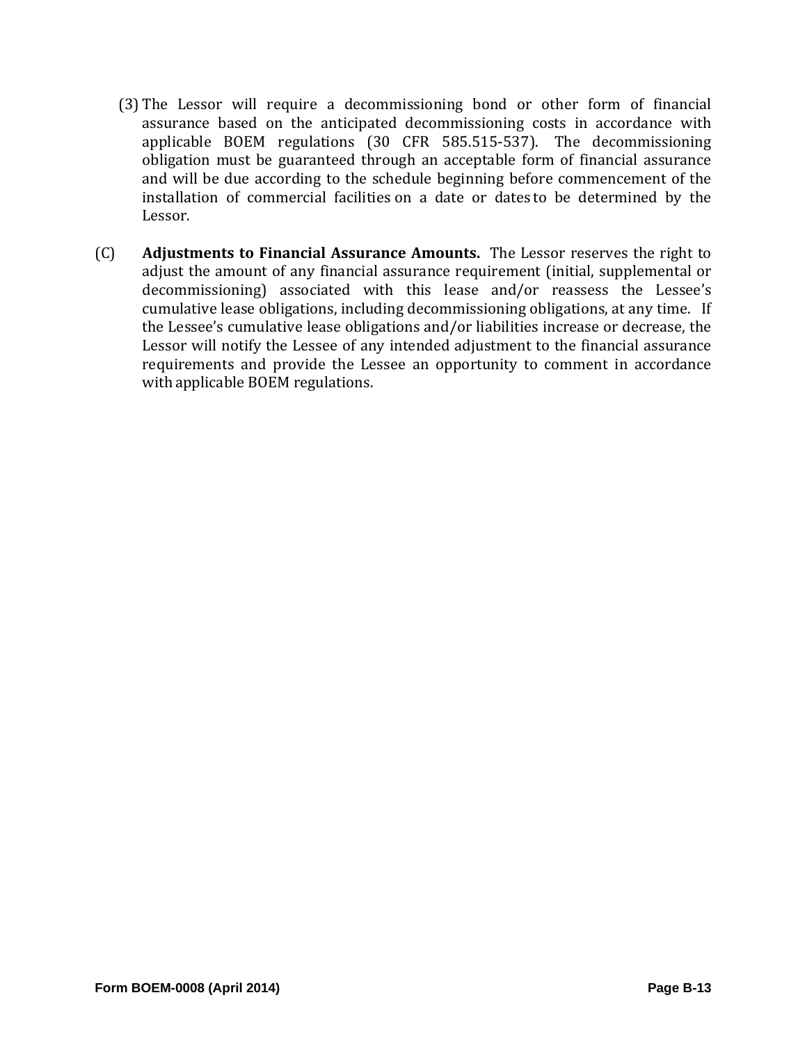(3) The Lessor will require a decommissioning bond or other form of financial assurance based on the anticipated decommissioning costs in accordance with applicable BOEM regulations (30 CFR 585.515-537). The decommissioning obligation must be guaranteed through an acceptable form of financial assurance and will be due according to the schedule beginning before commencement of the installation of commercial facilities on a date or dates to be determined by the Lessor.

(C) **Adjustments to Financial Assurance Amounts.** The Lessor reserves the right to adjust the amount of any financial assurance requirement (initial, supplemental or decommissioning) associated with this lease and/or reassess the Lessee's cumulative lease obligations, including decommissioning obligations, at any time. If the Lessee's cumulative lease obligations and/or liabilities increase or decrease, the Lessor will notify the Lessee of any intended adjustment to the financial assurance requirements and provide the Lessee an opportunity to comment in accordance with applicable BOEM regulations.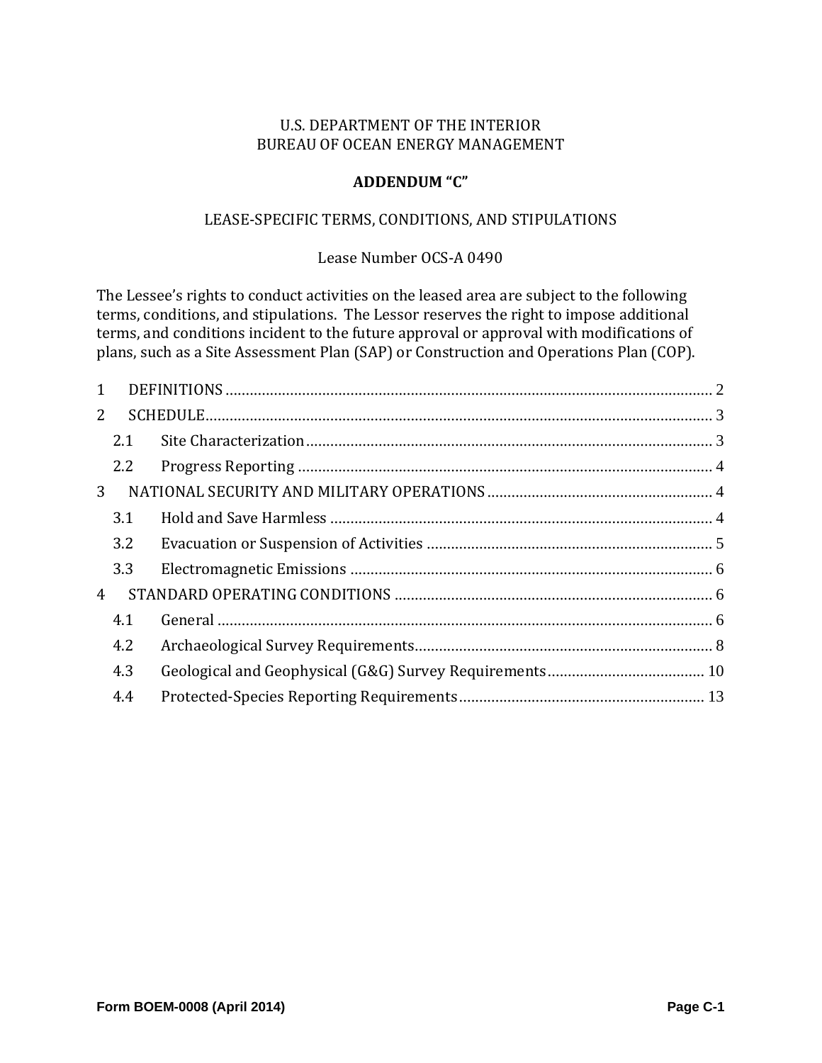U.S. DEPARTMENT OF THE INTERIOR
BUREAU OF OCEAN ENERGY MANAGEMENT

**ADDENDUM "C"**

LEASE-SPECIFIC TERMS, CONDITIONS, AND STIPULATIONS

Lease Number OCS-A 0490

The Lessee's rights to conduct activities on the leased area are subject to the following terms, conditions, and stipulations. The Lessor reserves the right to impose additional terms, and conditions incident to the future approval or approval with modifications of plans, such as a Site Assessment Plan (SAP) or Construction and Operations Plan (COP).

- 1 DEFINITIONS ........ 2
- 2 SCHEDULE ........ 3
  - 2.1 Site Characterization ........ 3
  - 2.2 Progress Reporting ........ 4
- 3 NATIONAL SECURITY AND MILITARY OPERATIONS ........ 4
  - 3.1 Hold and Save Harmless ........ 4
  - 3.2 Evacuation or Suspension of Activities ........ 5
  - 3.3 Electromagnetic Emissions ........ 6
- 4 STANDARD OPERATING CONDITIONS ........ 6
  - 4.1 General ........ 6
  - 4.2 Archaeological Survey Requirements ........ 8
  - 4.3 Geological and Geophysical (G&G) Survey Requirements ........ 10
  - 4.4 Protected-Species Reporting Requirements ........ 13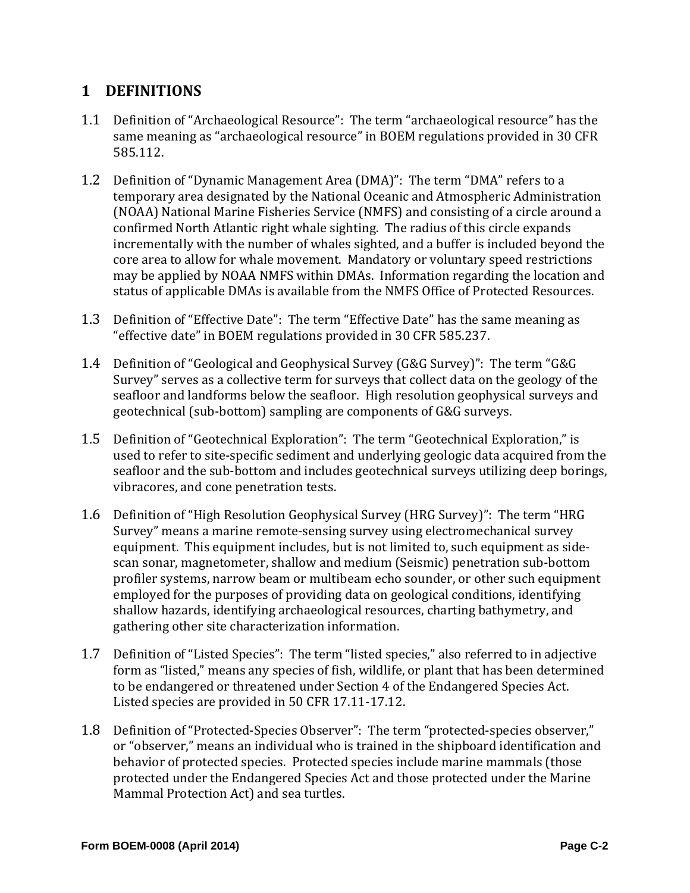## 1 DEFINITIONS

1.1 Definition of "Archaeological Resource": The term "archaeological resource" has the same meaning as "archaeological resource" in BOEM regulations provided in 30 CFR 585.112.

1.2 Definition of "Dynamic Management Area (DMA)": The term "DMA" refers to a temporary area designated by the National Oceanic and Atmospheric Administration (NOAA) National Marine Fisheries Service (NMFS) and consisting of a circle around a confirmed North Atlantic right whale sighting. The radius of this circle expands incrementally with the number of whales sighted, and a buffer is included beyond the core area to allow for whale movement. Mandatory or voluntary speed restrictions may be applied by NOAA NMFS within DMAs. Information regarding the location and status of applicable DMAs is available from the NMFS Office of Protected Resources.

1.3 Definition of "Effective Date": The term "Effective Date" has the same meaning as "effective date" in BOEM regulations provided in 30 CFR 585.237.

1.4 Definition of "Geological and Geophysical Survey (G&G Survey)": The term "G&G Survey" serves as a collective term for surveys that collect data on the geology of the seafloor and landforms below the seafloor. High resolution geophysical surveys and geotechnical (sub-bottom) sampling are components of G&G surveys.

1.5 Definition of "Geotechnical Exploration": The term "Geotechnical Exploration," is used to refer to site-specific sediment and underlying geologic data acquired from the seafloor and the sub-bottom and includes geotechnical surveys utilizing deep borings, vibracores, and cone penetration tests.

1.6 Definition of "High Resolution Geophysical Survey (HRG Survey)": The term "HRG Survey" means a marine remote-sensing survey using electromechanical survey equipment. This equipment includes, but is not limited to, such equipment as side-scan sonar, magnetometer, shallow and medium (Seismic) penetration sub-bottom profiler systems, narrow beam or multibeam echo sounder, or other such equipment employed for the purposes of providing data on geological conditions, identifying shallow hazards, identifying archaeological resources, charting bathymetry, and gathering other site characterization information.

1.7 Definition of "Listed Species": The term "listed species," also referred to in adjective form as "listed," means any species of fish, wildlife, or plant that has been determined to be endangered or threatened under Section 4 of the Endangered Species Act. Listed species are provided in 50 CFR 17.11-17.12.

1.8 Definition of "Protected-Species Observer": The term "protected-species observer," or "observer," means an individual who is trained in the shipboard identification and behavior of protected species. Protected species include marine mammals (those protected under the Endangered Species Act and those protected under the Marine Mammal Protection Act) and sea turtles.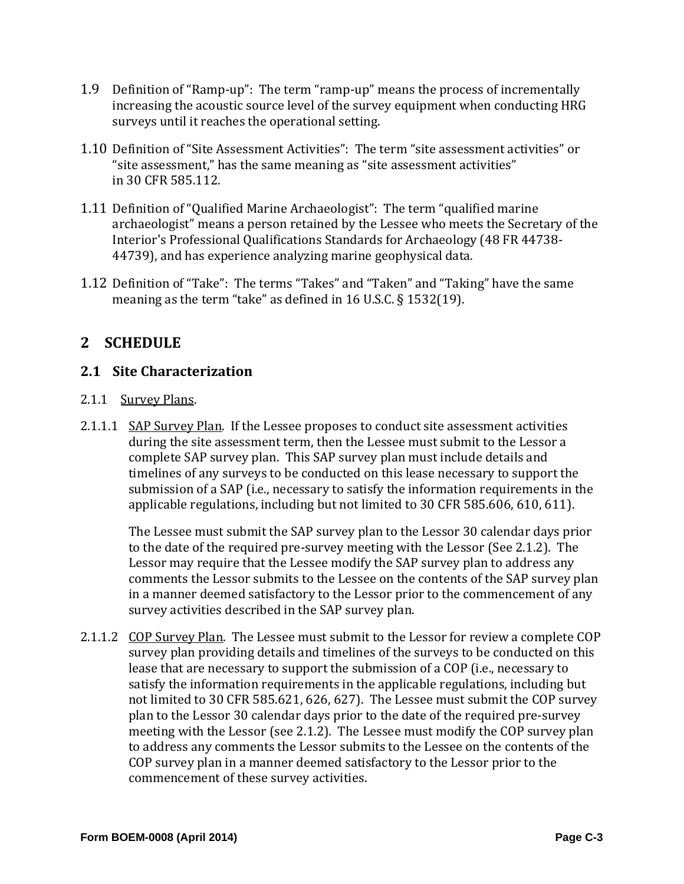1.9 Definition of "Ramp-up": The term "ramp-up" means the process of incrementally increasing the acoustic source level of the survey equipment when conducting HRG surveys until it reaches the operational setting.

1.10 Definition of "Site Assessment Activities": The term "site assessment activities" or "site assessment," has the same meaning as "site assessment activities" in 30 CFR 585.112.

1.11 Definition of "Qualified Marine Archaeologist": The term "qualified marine archaeologist" means a person retained by the Lessee who meets the Secretary of the Interior's Professional Qualifications Standards for Archaeology (48 FR 44738-44739), and has experience analyzing marine geophysical data.

1.12 Definition of "Take": The terms "Takes" and "Taken" and "Taking" have the same meaning as the term "take" as defined in 16 U.S.C. § 1532(19).

# 2 SCHEDULE

## 2.1 Site Characterization

2.1.1 Survey Plans.

2.1.1.1 SAP Survey Plan. If the Lessee proposes to conduct site assessment activities during the site assessment term, then the Lessee must submit to the Lessor a complete SAP survey plan. This SAP survey plan must include details and timelines of any surveys to be conducted on this lease necessary to support the submission of a SAP (i.e., necessary to satisfy the information requirements in the applicable regulations, including but not limited to 30 CFR 585.606, 610, 611).

The Lessee must submit the SAP survey plan to the Lessor 30 calendar days prior to the date of the required pre-survey meeting with the Lessor (See 2.1.2). The Lessor may require that the Lessee modify the SAP survey plan to address any comments the Lessor submits to the Lessee on the contents of the SAP survey plan in a manner deemed satisfactory to the Lessor prior to the commencement of any survey activities described in the SAP survey plan.

2.1.1.2 COP Survey Plan. The Lessee must submit to the Lessor for review a complete COP survey plan providing details and timelines of the surveys to be conducted on this lease that are necessary to support the submission of a COP (i.e., necessary to satisfy the information requirements in the applicable regulations, including but not limited to 30 CFR 585.621, 626, 627). The Lessee must submit the COP survey plan to the Lessor 30 calendar days prior to the date of the required pre-survey meeting with the Lessor (see 2.1.2). The Lessee must modify the COP survey plan to address any comments the Lessor submits to the Lessee on the contents of the COP survey plan in a manner deemed satisfactory to the Lessor prior to the commencement of these survey activities.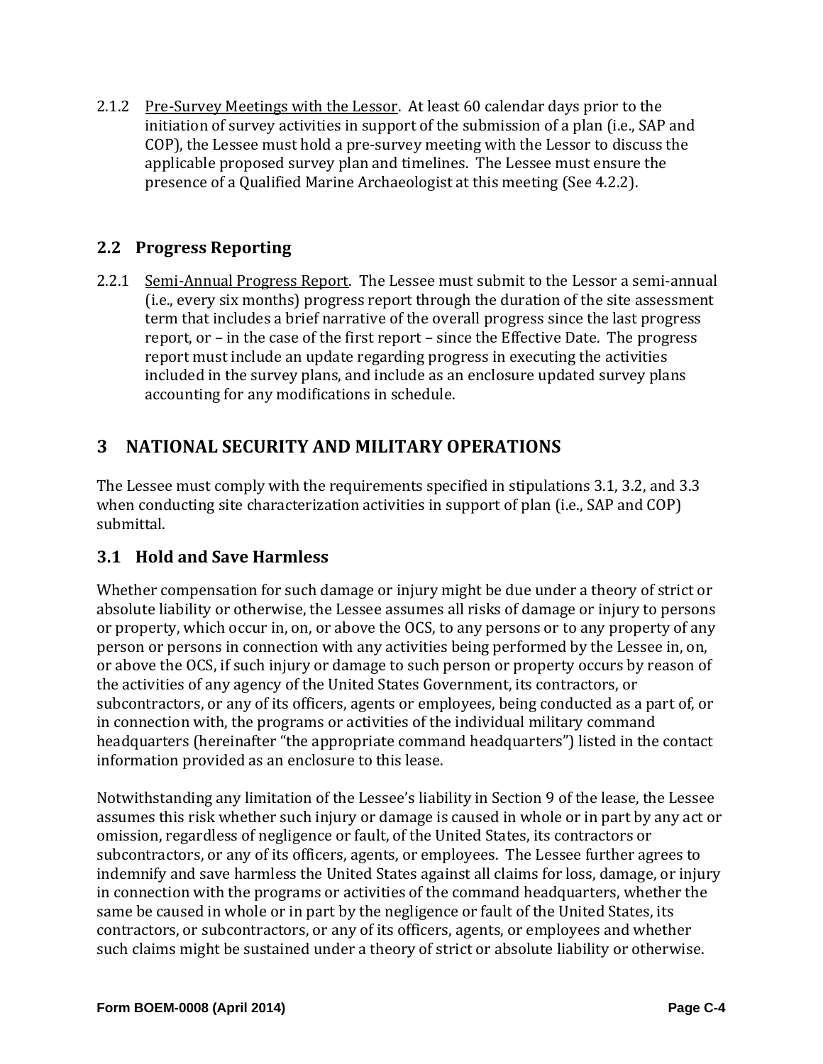2.1.2 Pre-Survey Meetings with the Lessor. At least 60 calendar days prior to the initiation of survey activities in support of the submission of a plan (i.e., SAP and COP), the Lessee must hold a pre-survey meeting with the Lessor to discuss the applicable proposed survey plan and timelines. The Lessee must ensure the presence of a Qualified Marine Archaeologist at this meeting (See 4.2.2).

## 2.2 Progress Reporting

2.2.1 Semi-Annual Progress Report. The Lessee must submit to the Lessor a semi-annual (i.e., every six months) progress report through the duration of the site assessment term that includes a brief narrative of the overall progress since the last progress report, or – in the case of the first report – since the Effective Date. The progress report must include an update regarding progress in executing the activities included in the survey plans, and include as an enclosure updated survey plans accounting for any modifications in schedule.

# 3 NATIONAL SECURITY AND MILITARY OPERATIONS

The Lessee must comply with the requirements specified in stipulations 3.1, 3.2, and 3.3 when conducting site characterization activities in support of plan (i.e., SAP and COP) submittal.

## 3.1 Hold and Save Harmless

Whether compensation for such damage or injury might be due under a theory of strict or absolute liability or otherwise, the Lessee assumes all risks of damage or injury to persons or property, which occur in, on, or above the OCS, to any persons or to any property of any person or persons in connection with any activities being performed by the Lessee in, on, or above the OCS, if such injury or damage to such person or property occurs by reason of the activities of any agency of the United States Government, its contractors, or subcontractors, or any of its officers, agents or employees, being conducted as a part of, or in connection with, the programs or activities of the individual military command headquarters (hereinafter "the appropriate command headquarters") listed in the contact information provided as an enclosure to this lease.

Notwithstanding any limitation of the Lessee's liability in Section 9 of the lease, the Lessee assumes this risk whether such injury or damage is caused in whole or in part by any act or omission, regardless of negligence or fault, of the United States, its contractors or subcontractors, or any of its officers, agents, or employees. The Lessee further agrees to indemnify and save harmless the United States against all claims for loss, damage, or injury in connection with the programs or activities of the command headquarters, whether the same be caused in whole or in part by the negligence or fault of the United States, its contractors, or subcontractors, or any of its officers, agents, or employees and whether such claims might be sustained under a theory of strict or absolute liability or otherwise.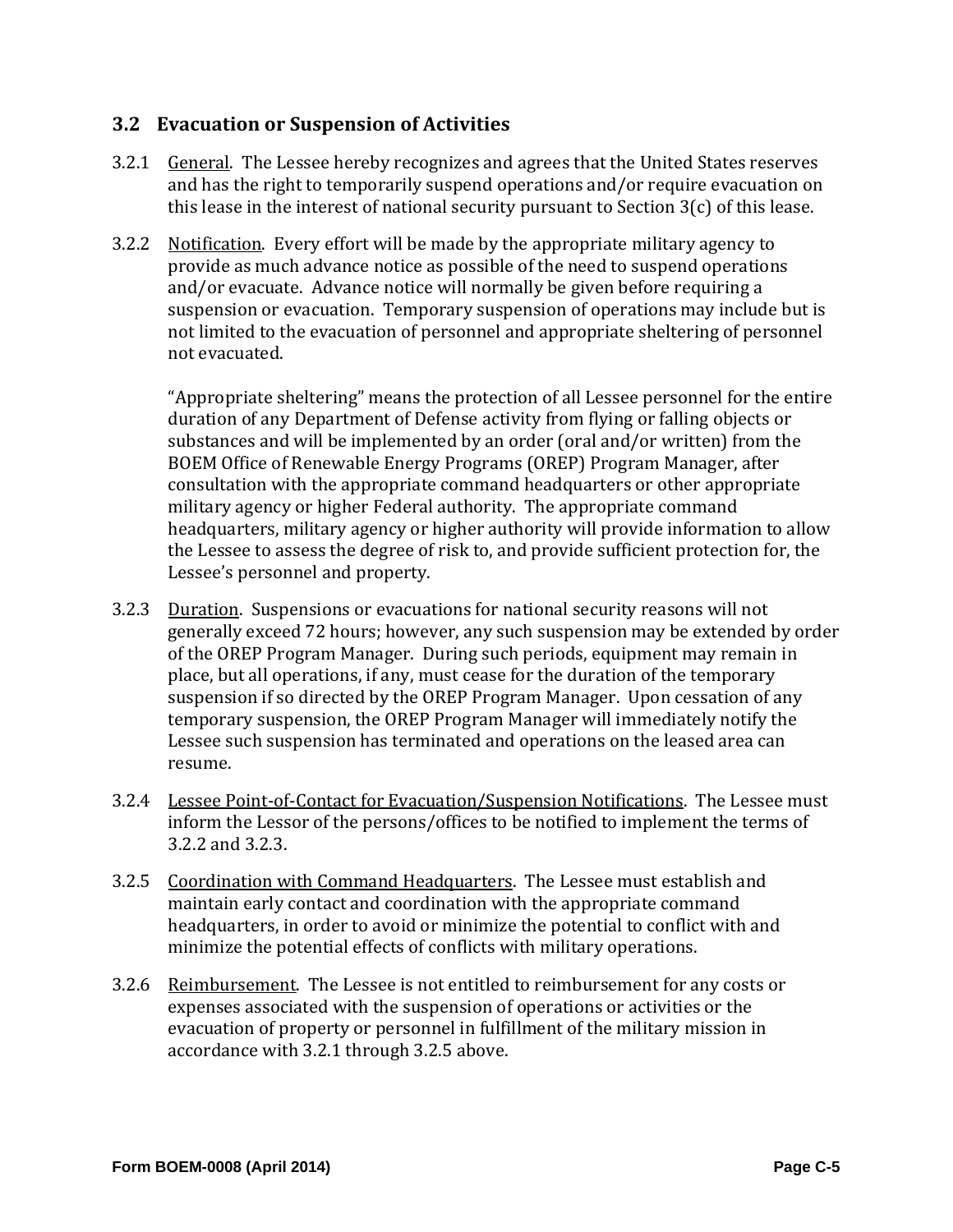## 3.2 Evacuation or Suspension of Activities

3.2.1 General. The Lessee hereby recognizes and agrees that the United States reserves and has the right to temporarily suspend operations and/or require evacuation on this lease in the interest of national security pursuant to Section 3(c) of this lease.

3.2.2 Notification. Every effort will be made by the appropriate military agency to provide as much advance notice as possible of the need to suspend operations and/or evacuate. Advance notice will normally be given before requiring a suspension or evacuation. Temporary suspension of operations may include but is not limited to the evacuation of personnel and appropriate sheltering of personnel not evacuated.

"Appropriate sheltering" means the protection of all Lessee personnel for the entire duration of any Department of Defense activity from flying or falling objects or substances and will be implemented by an order (oral and/or written) from the BOEM Office of Renewable Energy Programs (OREP) Program Manager, after consultation with the appropriate command headquarters or other appropriate military agency or higher Federal authority. The appropriate command headquarters, military agency or higher authority will provide information to allow the Lessee to assess the degree of risk to, and provide sufficient protection for, the Lessee's personnel and property.

3.2.3 Duration. Suspensions or evacuations for national security reasons will not generally exceed 72 hours; however, any such suspension may be extended by order of the OREP Program Manager. During such periods, equipment may remain in place, but all operations, if any, must cease for the duration of the temporary suspension if so directed by the OREP Program Manager. Upon cessation of any temporary suspension, the OREP Program Manager will immediately notify the Lessee such suspension has terminated and operations on the leased area can resume.

3.2.4 Lessee Point-of-Contact for Evacuation/Suspension Notifications. The Lessee must inform the Lessor of the persons/offices to be notified to implement the terms of 3.2.2 and 3.2.3.

3.2.5 Coordination with Command Headquarters. The Lessee must establish and maintain early contact and coordination with the appropriate command headquarters, in order to avoid or minimize the potential to conflict with and minimize the potential effects of conflicts with military operations.

3.2.6 Reimbursement. The Lessee is not entitled to reimbursement for any costs or expenses associated with the suspension of operations or activities or the evacuation of property or personnel in fulfillment of the military mission in accordance with 3.2.1 through 3.2.5 above.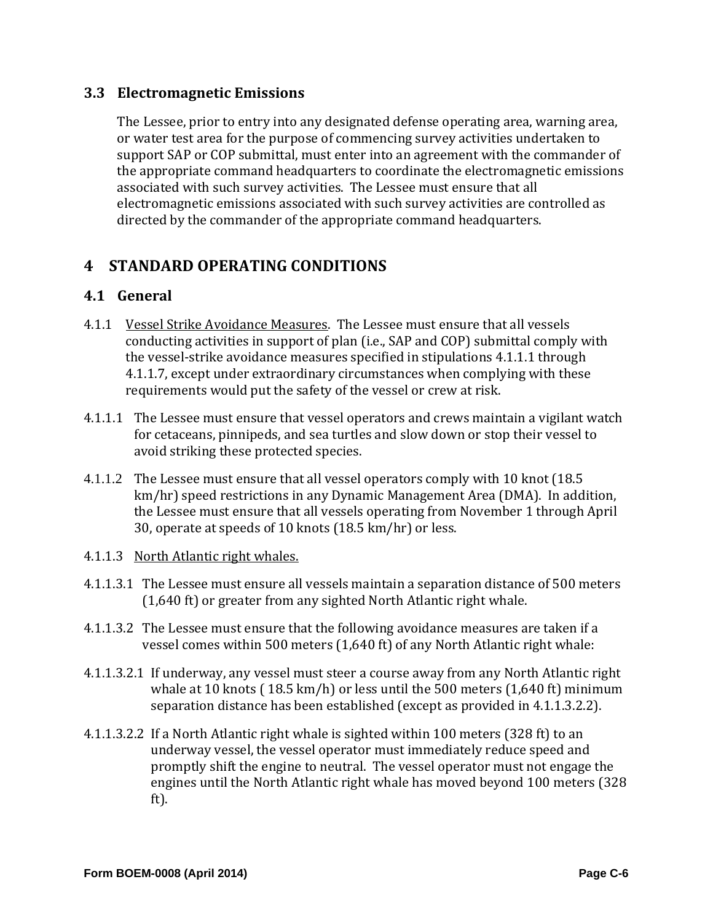## 3.3 Electromagnetic Emissions

The Lessee, prior to entry into any designated defense operating area, warning area, or water test area for the purpose of commencing survey activities undertaken to support SAP or COP submittal, must enter into an agreement with the commander of the appropriate command headquarters to coordinate the electromagnetic emissions associated with such survey activities. The Lessee must ensure that all electromagnetic emissions associated with such survey activities are controlled as directed by the commander of the appropriate command headquarters.

# 4 STANDARD OPERATING CONDITIONS

## 4.1 General

4.1.1 Vessel Strike Avoidance Measures. The Lessee must ensure that all vessels conducting activities in support of plan (i.e., SAP and COP) submittal comply with the vessel-strike avoidance measures specified in stipulations 4.1.1.1 through 4.1.1.7, except under extraordinary circumstances when complying with these requirements would put the safety of the vessel or crew at risk.

4.1.1.1 The Lessee must ensure that vessel operators and crews maintain a vigilant watch for cetaceans, pinnipeds, and sea turtles and slow down or stop their vessel to avoid striking these protected species.

4.1.1.2 The Lessee must ensure that all vessel operators comply with 10 knot (18.5 km/hr) speed restrictions in any Dynamic Management Area (DMA). In addition, the Lessee must ensure that all vessels operating from November 1 through April 30, operate at speeds of 10 knots (18.5 km/hr) or less.

4.1.1.3 North Atlantic right whales.

4.1.1.3.1 The Lessee must ensure all vessels maintain a separation distance of 500 meters (1,640 ft) or greater from any sighted North Atlantic right whale.

4.1.1.3.2 The Lessee must ensure that the following avoidance measures are taken if a vessel comes within 500 meters (1,640 ft) of any North Atlantic right whale:

4.1.1.3.2.1 If underway, any vessel must steer a course away from any North Atlantic right whale at 10 knots ( 18.5 km/h) or less until the 500 meters (1,640 ft) minimum separation distance has been established (except as provided in 4.1.1.3.2.2).

4.1.1.3.2.2 If a North Atlantic right whale is sighted within 100 meters (328 ft) to an underway vessel, the vessel operator must immediately reduce speed and promptly shift the engine to neutral. The vessel operator must not engage the engines until the North Atlantic right whale has moved beyond 100 meters (328 ft).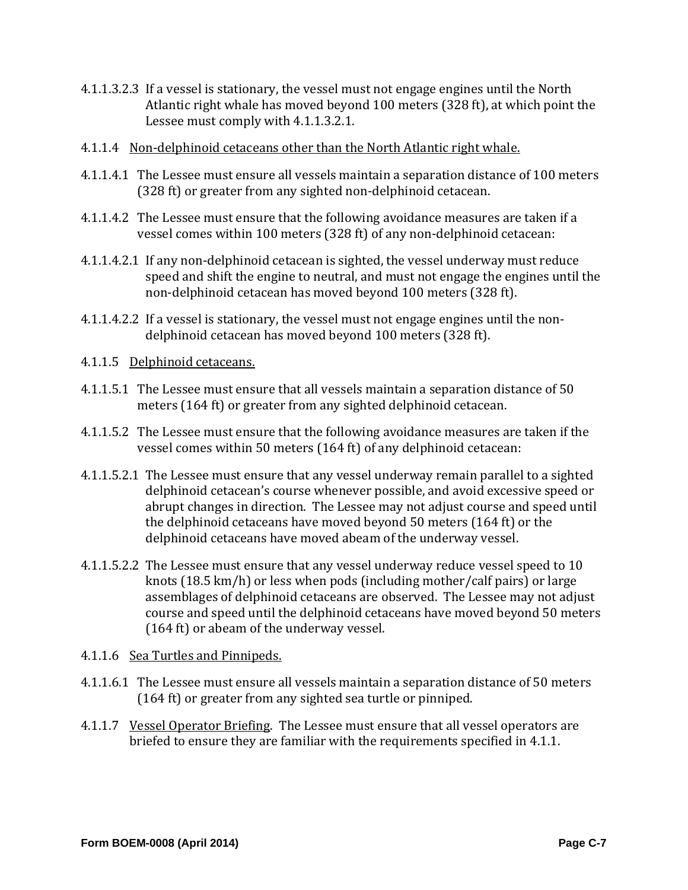4.1.1.3.2.3 If a vessel is stationary, the vessel must not engage engines until the North Atlantic right whale has moved beyond 100 meters (328 ft), at which point the Lessee must comply with 4.1.1.3.2.1.

4.1.1.4 <u>Non-delphinoid cetaceans other than the North Atlantic right whale.</u>

4.1.1.4.1 The Lessee must ensure all vessels maintain a separation distance of 100 meters (328 ft) or greater from any sighted non-delphinoid cetacean.

4.1.1.4.2 The Lessee must ensure that the following avoidance measures are taken if a vessel comes within 100 meters (328 ft) of any non-delphinoid cetacean:

4.1.1.4.2.1 If any non-delphinoid cetacean is sighted, the vessel underway must reduce speed and shift the engine to neutral, and must not engage the engines until the non-delphinoid cetacean has moved beyond 100 meters (328 ft).

4.1.1.4.2.2 If a vessel is stationary, the vessel must not engage engines until the non-delphinoid cetacean has moved beyond 100 meters (328 ft).

4.1.1.5 <u>Delphinoid cetaceans.</u>

4.1.1.5.1 The Lessee must ensure that all vessels maintain a separation distance of 50 meters (164 ft) or greater from any sighted delphinoid cetacean.

4.1.1.5.2 The Lessee must ensure that the following avoidance measures are taken if the vessel comes within 50 meters (164 ft) of any delphinoid cetacean:

4.1.1.5.2.1 The Lessee must ensure that any vessel underway remain parallel to a sighted delphinoid cetacean's course whenever possible, and avoid excessive speed or abrupt changes in direction. The Lessee may not adjust course and speed until the delphinoid cetaceans have moved beyond 50 meters (164 ft) or the delphinoid cetaceans have moved abeam of the underway vessel.

4.1.1.5.2.2 The Lessee must ensure that any vessel underway reduce vessel speed to 10 knots (18.5 km/h) or less when pods (including mother/calf pairs) or large assemblages of delphinoid cetaceans are observed. The Lessee may not adjust course and speed until the delphinoid cetaceans have moved beyond 50 meters (164 ft) or abeam of the underway vessel.

4.1.1.6 <u>Sea Turtles and Pinnipeds.</u>

4.1.1.6.1 The Lessee must ensure all vessels maintain a separation distance of 50 meters (164 ft) or greater from any sighted sea turtle or pinniped.

4.1.1.7 <u>Vessel Operator Briefing</u>. The Lessee must ensure that all vessel operators are briefed to ensure they are familiar with the requirements specified in 4.1.1.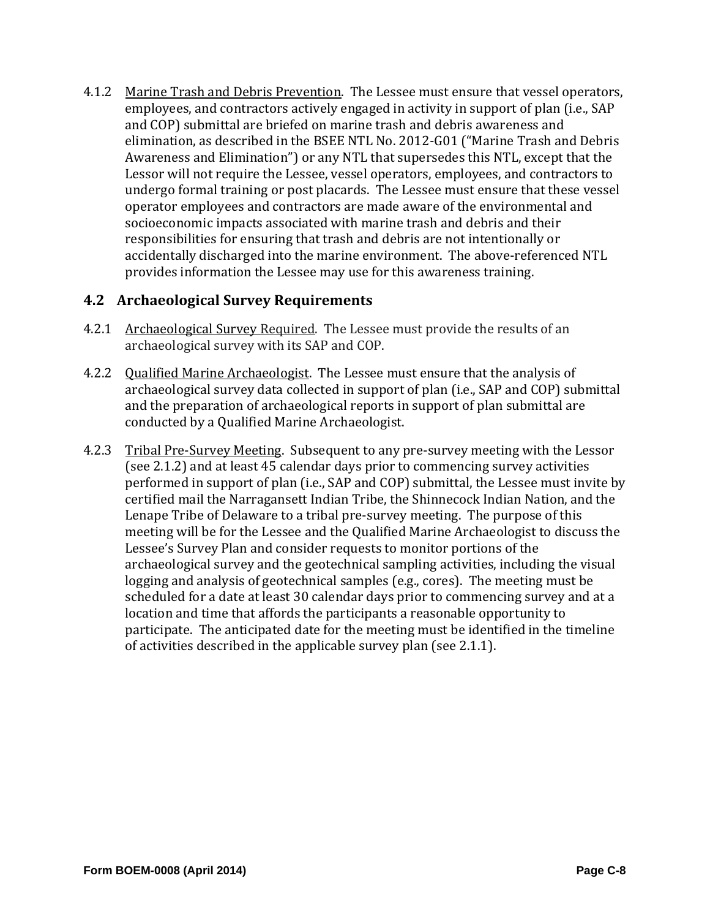4.1.2 Marine Trash and Debris Prevention. The Lessee must ensure that vessel operators, employees, and contractors actively engaged in activity in support of plan (i.e., SAP and COP) submittal are briefed on marine trash and debris awareness and elimination, as described in the BSEE NTL No. 2012-G01 ("Marine Trash and Debris Awareness and Elimination") or any NTL that supersedes this NTL, except that the Lessor will not require the Lessee, vessel operators, employees, and contractors to undergo formal training or post placards. The Lessee must ensure that these vessel operator employees and contractors are made aware of the environmental and socioeconomic impacts associated with marine trash and debris and their responsibilities for ensuring that trash and debris are not intentionally or accidentally discharged into the marine environment. The above-referenced NTL provides information the Lessee may use for this awareness training.

## 4.2 Archaeological Survey Requirements

4.2.1 Archaeological Survey Required. The Lessee must provide the results of an archaeological survey with its SAP and COP.

4.2.2 Qualified Marine Archaeologist. The Lessee must ensure that the analysis of archaeological survey data collected in support of plan (i.e., SAP and COP) submittal and the preparation of archaeological reports in support of plan submittal are conducted by a Qualified Marine Archaeologist.

4.2.3 Tribal Pre-Survey Meeting. Subsequent to any pre-survey meeting with the Lessor (see 2.1.2) and at least 45 calendar days prior to commencing survey activities performed in support of plan (i.e., SAP and COP) submittal, the Lessee must invite by certified mail the Narragansett Indian Tribe, the Shinnecock Indian Nation, and the Lenape Tribe of Delaware to a tribal pre-survey meeting. The purpose of this meeting will be for the Lessee and the Qualified Marine Archaeologist to discuss the Lessee's Survey Plan and consider requests to monitor portions of the archaeological survey and the geotechnical sampling activities, including the visual logging and analysis of geotechnical samples (e.g., cores). The meeting must be scheduled for a date at least 30 calendar days prior to commencing survey and at a location and time that affords the participants a reasonable opportunity to participate. The anticipated date for the meeting must be identified in the timeline of activities described in the applicable survey plan (see 2.1.1).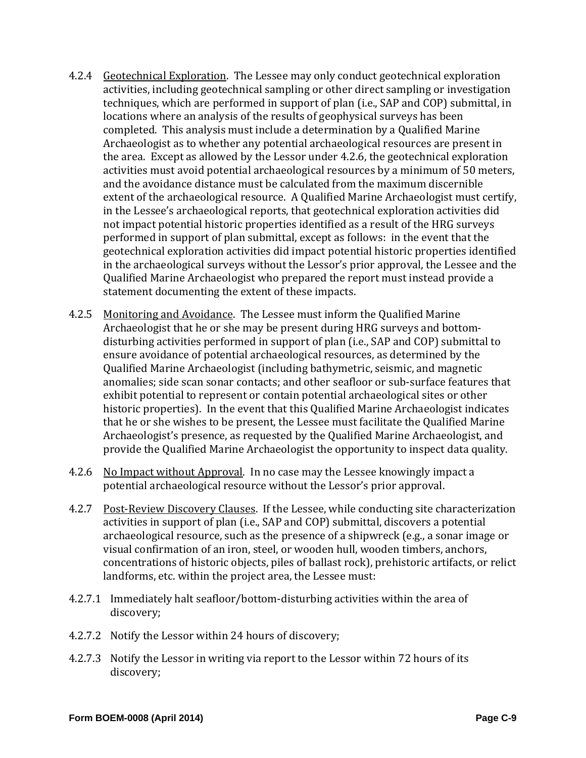4.2.4 Geotechnical Exploration. The Lessee may only conduct geotechnical exploration activities, including geotechnical sampling or other direct sampling or investigation techniques, which are performed in support of plan (i.e., SAP and COP) submittal, in locations where an analysis of the results of geophysical surveys has been completed. This analysis must include a determination by a Qualified Marine Archaeologist as to whether any potential archaeological resources are present in the area. Except as allowed by the Lessor under 4.2.6, the geotechnical exploration activities must avoid potential archaeological resources by a minimum of 50 meters, and the avoidance distance must be calculated from the maximum discernible extent of the archaeological resource. A Qualified Marine Archaeologist must certify, in the Lessee's archaeological reports, that geotechnical exploration activities did not impact potential historic properties identified as a result of the HRG surveys performed in support of plan submittal, except as follows: in the event that the geotechnical exploration activities did impact potential historic properties identified in the archaeological surveys without the Lessor's prior approval, the Lessee and the Qualified Marine Archaeologist who prepared the report must instead provide a statement documenting the extent of these impacts.

4.2.5 Monitoring and Avoidance. The Lessee must inform the Qualified Marine Archaeologist that he or she may be present during HRG surveys and bottom-disturbing activities performed in support of plan (i.e., SAP and COP) submittal to ensure avoidance of potential archaeological resources, as determined by the Qualified Marine Archaeologist (including bathymetric, seismic, and magnetic anomalies; side scan sonar contacts; and other seafloor or sub-surface features that exhibit potential to represent or contain potential archaeological sites or other historic properties). In the event that this Qualified Marine Archaeologist indicates that he or she wishes to be present, the Lessee must facilitate the Qualified Marine Archaeologist's presence, as requested by the Qualified Marine Archaeologist, and provide the Qualified Marine Archaeologist the opportunity to inspect data quality.

4.2.6 No Impact without Approval. In no case may the Lessee knowingly impact a potential archaeological resource without the Lessor's prior approval.

4.2.7 Post-Review Discovery Clauses. If the Lessee, while conducting site characterization activities in support of plan (i.e., SAP and COP) submittal, discovers a potential archaeological resource, such as the presence of a shipwreck (e.g., a sonar image or visual confirmation of an iron, steel, or wooden hull, wooden timbers, anchors, concentrations of historic objects, piles of ballast rock), prehistoric artifacts, or relict landforms, etc. within the project area, the Lessee must:

4.2.7.1 Immediately halt seafloor/bottom-disturbing activities within the area of discovery;

4.2.7.2 Notify the Lessor within 24 hours of discovery;

4.2.7.3 Notify the Lessor in writing via report to the Lessor within 72 hours of its discovery;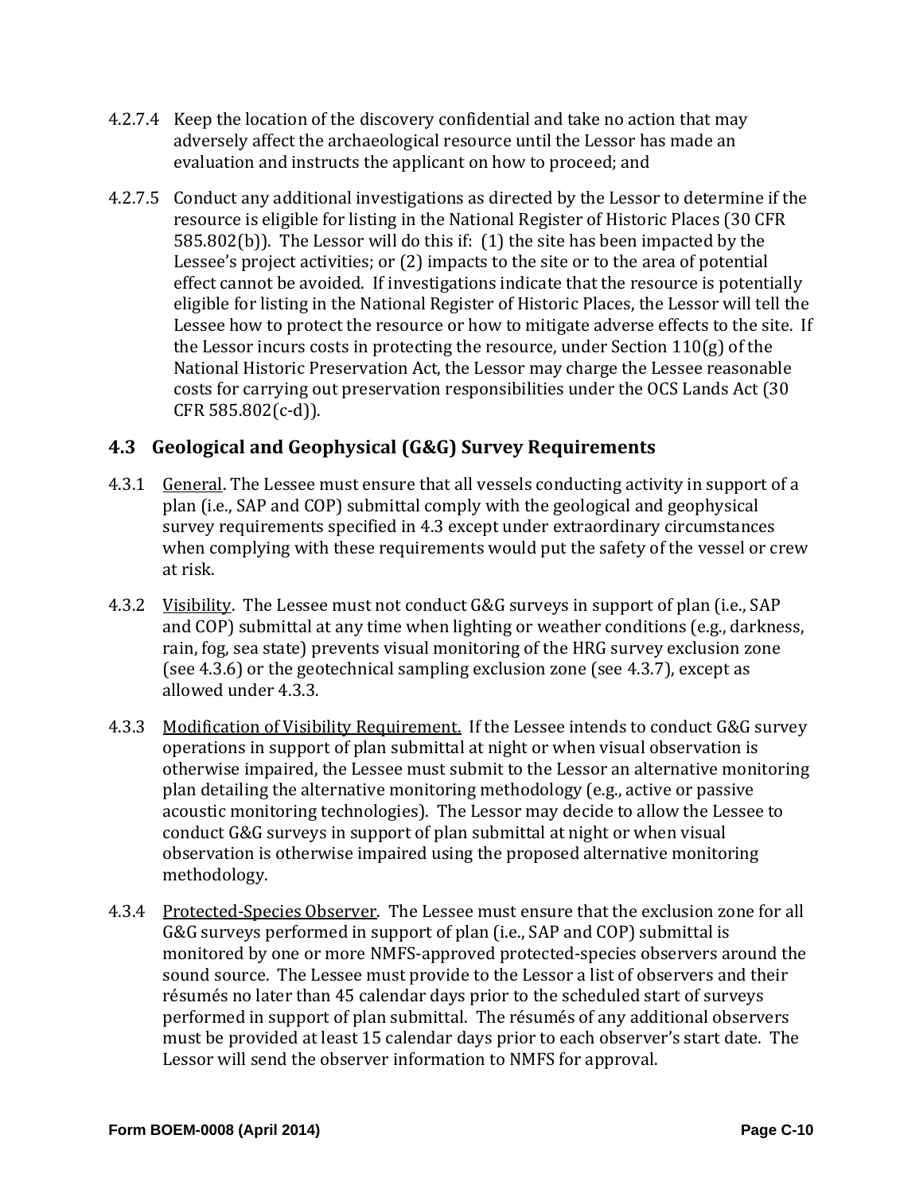4.2.7.4 Keep the location of the discovery confidential and take no action that may adversely affect the archaeological resource until the Lessor has made an evaluation and instructs the applicant on how to proceed; and

4.2.7.5 Conduct any additional investigations as directed by the Lessor to determine if the resource is eligible for listing in the National Register of Historic Places (30 CFR 585.802(b)). The Lessor will do this if: (1) the site has been impacted by the Lessee's project activities; or (2) impacts to the site or to the area of potential effect cannot be avoided. If investigations indicate that the resource is potentially eligible for listing in the National Register of Historic Places, the Lessor will tell the Lessee how to protect the resource or how to mitigate adverse effects to the site. If the Lessor incurs costs in protecting the resource, under Section 110(g) of the National Historic Preservation Act, the Lessor may charge the Lessee reasonable costs for carrying out preservation responsibilities under the OCS Lands Act (30 CFR 585.802(c-d)).

## 4.3 Geological and Geophysical (G&G) Survey Requirements

4.3.1 General. The Lessee must ensure that all vessels conducting activity in support of a plan (i.e., SAP and COP) submittal comply with the geological and geophysical survey requirements specified in 4.3 except under extraordinary circumstances when complying with these requirements would put the safety of the vessel or crew at risk.

4.3.2 Visibility. The Lessee must not conduct G&G surveys in support of plan (i.e., SAP and COP) submittal at any time when lighting or weather conditions (e.g., darkness, rain, fog, sea state) prevents visual monitoring of the HRG survey exclusion zone (see 4.3.6) or the geotechnical sampling exclusion zone (see 4.3.7), except as allowed under 4.3.3.

4.3.3 Modification of Visibility Requirement. If the Lessee intends to conduct G&G survey operations in support of plan submittal at night or when visual observation is otherwise impaired, the Lessee must submit to the Lessor an alternative monitoring plan detailing the alternative monitoring methodology (e.g., active or passive acoustic monitoring technologies). The Lessor may decide to allow the Lessee to conduct G&G surveys in support of plan submittal at night or when visual observation is otherwise impaired using the proposed alternative monitoring methodology.

4.3.4 Protected-Species Observer. The Lessee must ensure that the exclusion zone for all G&G surveys performed in support of plan (i.e., SAP and COP) submittal is monitored by one or more NMFS-approved protected-species observers around the sound source. The Lessee must provide to the Lessor a list of observers and their résumés no later than 45 calendar days prior to the scheduled start of surveys performed in support of plan submittal. The résumés of any additional observers must be provided at least 15 calendar days prior to each observer's start date. The Lessor will send the observer information to NMFS for approval.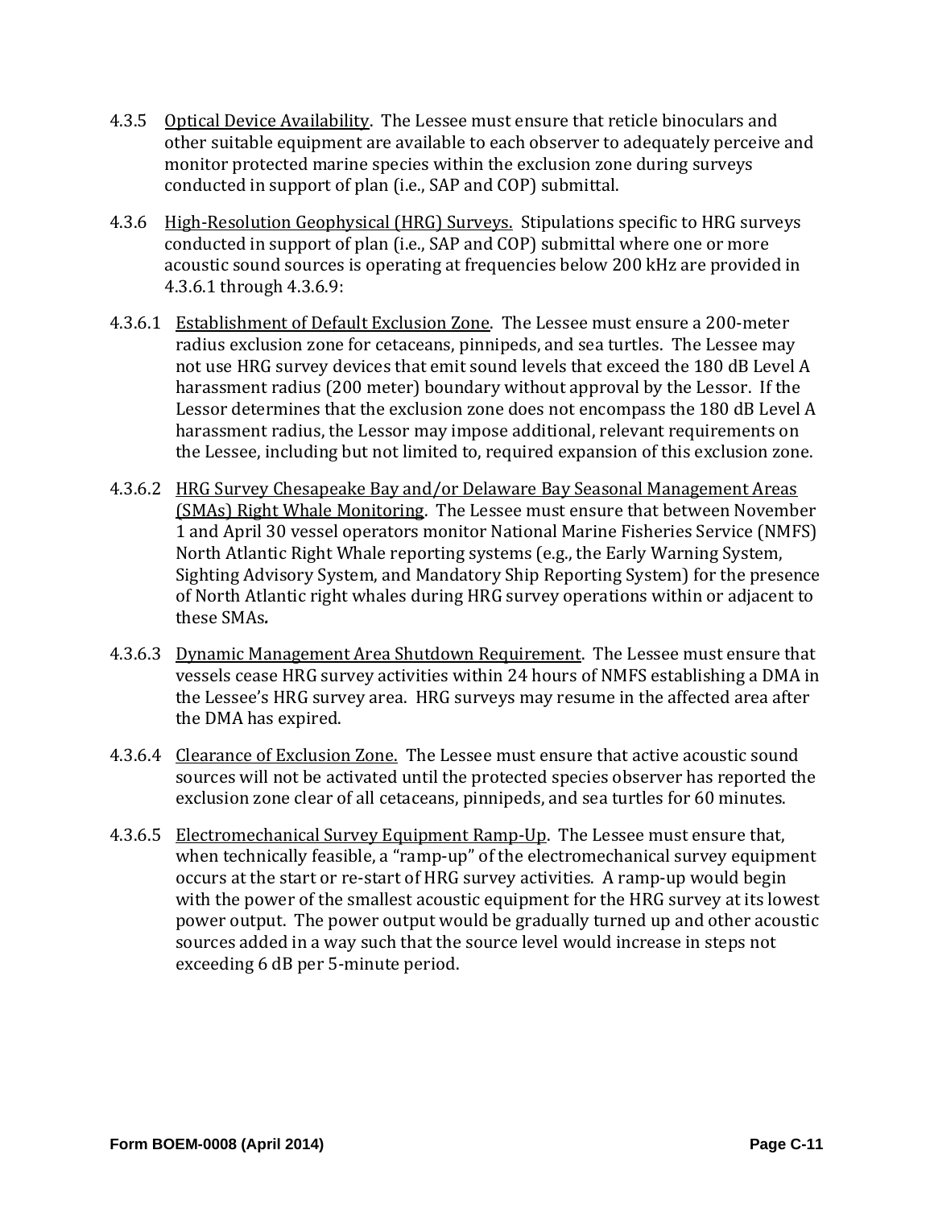4.3.5 Optical Device Availability. The Lessee must ensure that reticle binoculars and other suitable equipment are available to each observer to adequately perceive and monitor protected marine species within the exclusion zone during surveys conducted in support of plan (i.e., SAP and COP) submittal.

4.3.6 High-Resolution Geophysical (HRG) Surveys. Stipulations specific to HRG surveys conducted in support of plan (i.e., SAP and COP) submittal where one or more acoustic sound sources is operating at frequencies below 200 kHz are provided in 4.3.6.1 through 4.3.6.9:

4.3.6.1 Establishment of Default Exclusion Zone. The Lessee must ensure a 200-meter radius exclusion zone for cetaceans, pinnipeds, and sea turtles. The Lessee may not use HRG survey devices that emit sound levels that exceed the 180 dB Level A harassment radius (200 meter) boundary without approval by the Lessor. If the Lessor determines that the exclusion zone does not encompass the 180 dB Level A harassment radius, the Lessor may impose additional, relevant requirements on the Lessee, including but not limited to, required expansion of this exclusion zone.

4.3.6.2 HRG Survey Chesapeake Bay and/or Delaware Bay Seasonal Management Areas (SMAs) Right Whale Monitoring. The Lessee must ensure that between November 1 and April 30 vessel operators monitor National Marine Fisheries Service (NMFS) North Atlantic Right Whale reporting systems (e.g., the Early Warning System, Sighting Advisory System, and Mandatory Ship Reporting System) for the presence of North Atlantic right whales during HRG survey operations within or adjacent to these SMAs.

4.3.6.3 Dynamic Management Area Shutdown Requirement. The Lessee must ensure that vessels cease HRG survey activities within 24 hours of NMFS establishing a DMA in the Lessee's HRG survey area. HRG surveys may resume in the affected area after the DMA has expired.

4.3.6.4 Clearance of Exclusion Zone. The Lessee must ensure that active acoustic sound sources will not be activated until the protected species observer has reported the exclusion zone clear of all cetaceans, pinnipeds, and sea turtles for 60 minutes.

4.3.6.5 Electromechanical Survey Equipment Ramp-Up. The Lessee must ensure that, when technically feasible, a "ramp-up" of the electromechanical survey equipment occurs at the start or re-start of HRG survey activities. A ramp-up would begin with the power of the smallest acoustic equipment for the HRG survey at its lowest power output. The power output would be gradually turned up and other acoustic sources added in a way such that the source level would increase in steps not exceeding 6 dB per 5-minute period.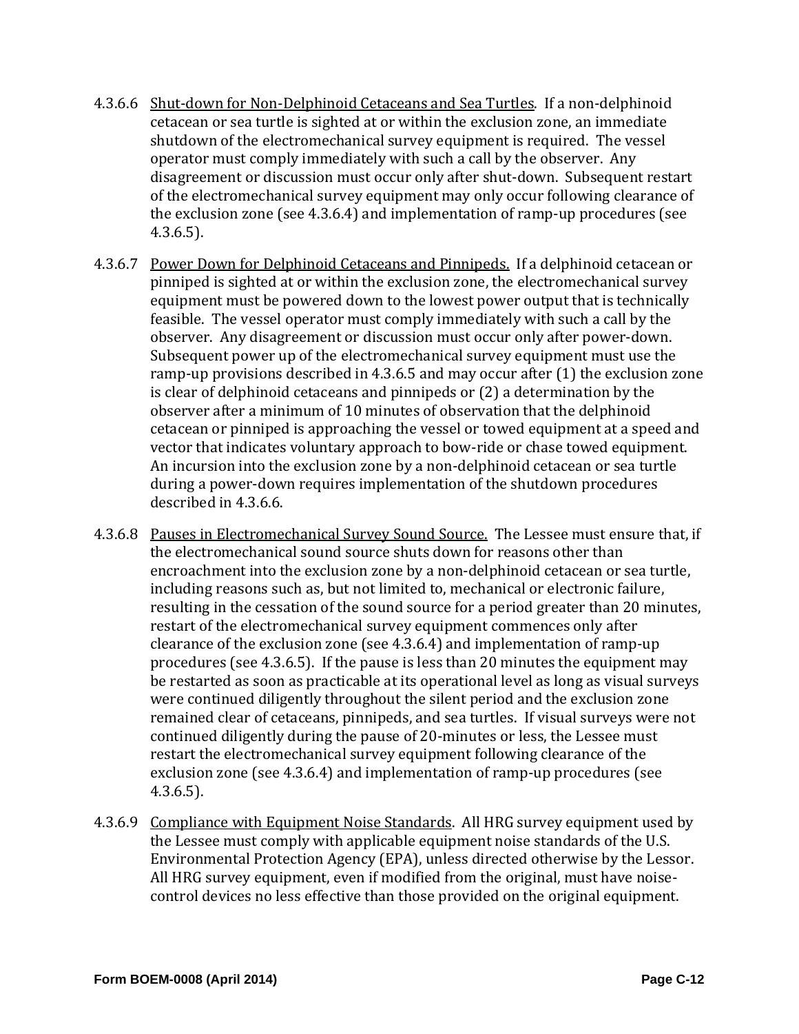4.3.6.6 Shut-down for Non-Delphinoid Cetaceans and Sea Turtles. If a non-delphinoid cetacean or sea turtle is sighted at or within the exclusion zone, an immediate shutdown of the electromechanical survey equipment is required. The vessel operator must comply immediately with such a call by the observer. Any disagreement or discussion must occur only after shut-down. Subsequent restart of the electromechanical survey equipment may only occur following clearance of the exclusion zone (see 4.3.6.4) and implementation of ramp-up procedures (see 4.3.6.5).

4.3.6.7 Power Down for Delphinoid Cetaceans and Pinnipeds. If a delphinoid cetacean or pinniped is sighted at or within the exclusion zone, the electromechanical survey equipment must be powered down to the lowest power output that is technically feasible. The vessel operator must comply immediately with such a call by the observer. Any disagreement or discussion must occur only after power-down. Subsequent power up of the electromechanical survey equipment must use the ramp-up provisions described in 4.3.6.5 and may occur after (1) the exclusion zone is clear of delphinoid cetaceans and pinnipeds or (2) a determination by the observer after a minimum of 10 minutes of observation that the delphinoid cetacean or pinniped is approaching the vessel or towed equipment at a speed and vector that indicates voluntary approach to bow-ride or chase towed equipment. An incursion into the exclusion zone by a non-delphinoid cetacean or sea turtle during a power-down requires implementation of the shutdown procedures described in 4.3.6.6.

4.3.6.8 Pauses in Electromechanical Survey Sound Source. The Lessee must ensure that, if the electromechanical sound source shuts down for reasons other than encroachment into the exclusion zone by a non-delphinoid cetacean or sea turtle, including reasons such as, but not limited to, mechanical or electronic failure, resulting in the cessation of the sound source for a period greater than 20 minutes, restart of the electromechanical survey equipment commences only after clearance of the exclusion zone (see 4.3.6.4) and implementation of ramp-up procedures (see 4.3.6.5). If the pause is less than 20 minutes the equipment may be restarted as soon as practicable at its operational level as long as visual surveys were continued diligently throughout the silent period and the exclusion zone remained clear of cetaceans, pinnipeds, and sea turtles. If visual surveys were not continued diligently during the pause of 20-minutes or less, the Lessee must restart the electromechanical survey equipment following clearance of the exclusion zone (see 4.3.6.4) and implementation of ramp-up procedures (see 4.3.6.5).

4.3.6.9 Compliance with Equipment Noise Standards. All HRG survey equipment used by the Lessee must comply with applicable equipment noise standards of the U.S. Environmental Protection Agency (EPA), unless directed otherwise by the Lessor. All HRG survey equipment, even if modified from the original, must have noise-control devices no less effective than those provided on the original equipment.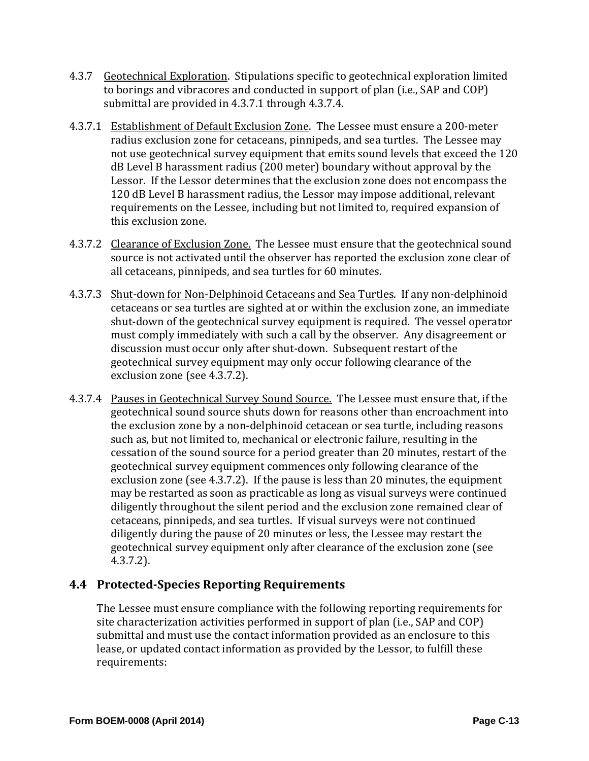4.3.7 Geotechnical Exploration. Stipulations specific to geotechnical exploration limited to borings and vibracores and conducted in support of plan (i.e., SAP and COP) submittal are provided in 4.3.7.1 through 4.3.7.4.

4.3.7.1 Establishment of Default Exclusion Zone. The Lessee must ensure a 200-meter radius exclusion zone for cetaceans, pinnipeds, and sea turtles. The Lessee may not use geotechnical survey equipment that emits sound levels that exceed the 120 dB Level B harassment radius (200 meter) boundary without approval by the Lessor. If the Lessor determines that the exclusion zone does not encompass the 120 dB Level B harassment radius, the Lessor may impose additional, relevant requirements on the Lessee, including but not limited to, required expansion of this exclusion zone.

4.3.7.2 Clearance of Exclusion Zone. The Lessee must ensure that the geotechnical sound source is not activated until the observer has reported the exclusion zone clear of all cetaceans, pinnipeds, and sea turtles for 60 minutes.

4.3.7.3 Shut-down for Non-Delphinoid Cetaceans and Sea Turtles. If any non-delphinoid cetaceans or sea turtles are sighted at or within the exclusion zone, an immediate shut-down of the geotechnical survey equipment is required. The vessel operator must comply immediately with such a call by the observer. Any disagreement or discussion must occur only after shut-down. Subsequent restart of the geotechnical survey equipment may only occur following clearance of the exclusion zone (see 4.3.7.2).

4.3.7.4 Pauses in Geotechnical Survey Sound Source. The Lessee must ensure that, if the geotechnical sound source shuts down for reasons other than encroachment into the exclusion zone by a non-delphinoid cetacean or sea turtle, including reasons such as, but not limited to, mechanical or electronic failure, resulting in the cessation of the sound source for a period greater than 20 minutes, restart of the geotechnical survey equipment commences only following clearance of the exclusion zone (see 4.3.7.2). If the pause is less than 20 minutes, the equipment may be restarted as soon as practicable as long as visual surveys were continued diligently throughout the silent period and the exclusion zone remained clear of cetaceans, pinnipeds, and sea turtles. If visual surveys were not continued diligently during the pause of 20 minutes or less, the Lessee may restart the geotechnical survey equipment only after clearance of the exclusion zone (see 4.3.7.2).

## 4.4 Protected-Species Reporting Requirements

The Lessee must ensure compliance with the following reporting requirements for site characterization activities performed in support of plan (i.e., SAP and COP) submittal and must use the contact information provided as an enclosure to this lease, or updated contact information as provided by the Lessor, to fulfill these requirements: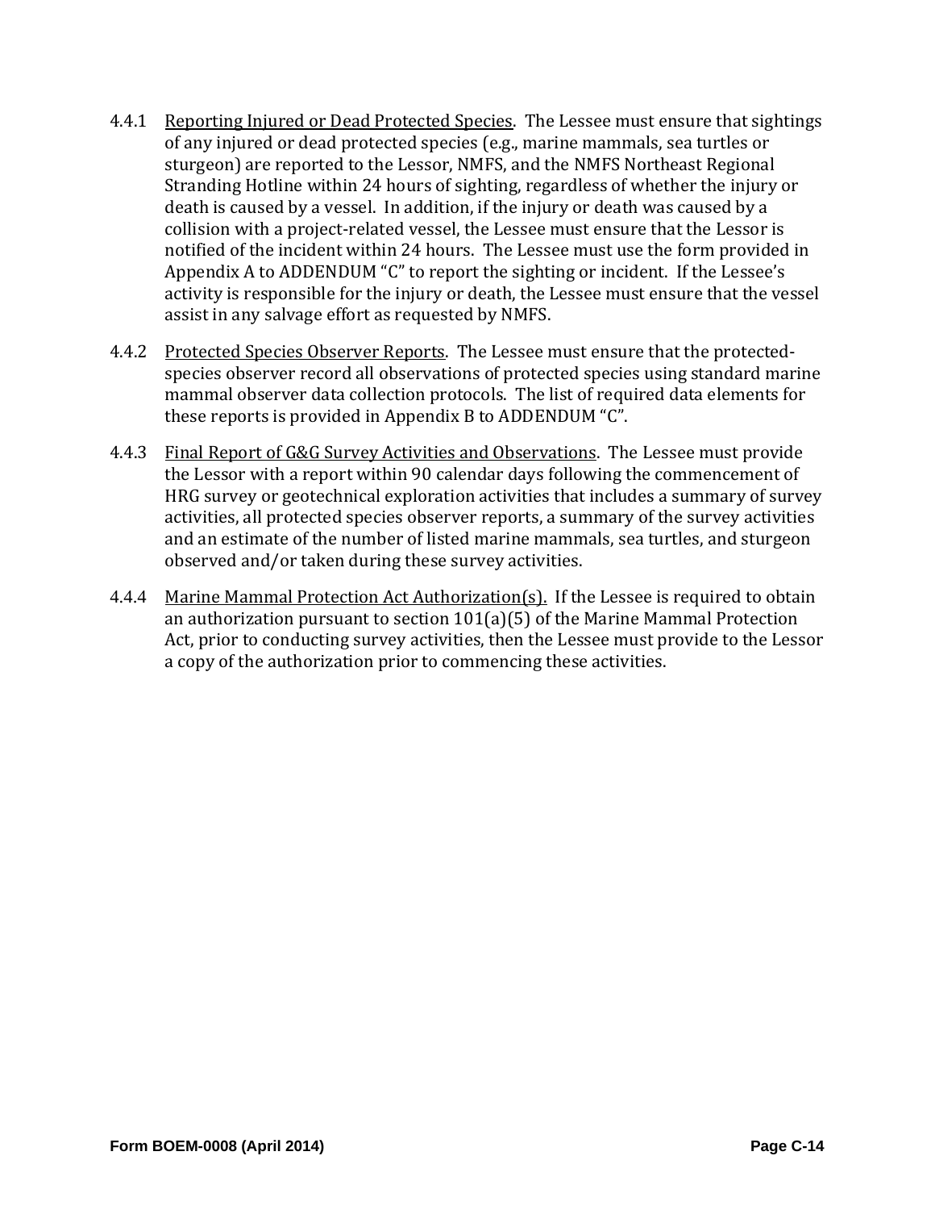4.4.1 Reporting Injured or Dead Protected Species. The Lessee must ensure that sightings of any injured or dead protected species (e.g., marine mammals, sea turtles or sturgeon) are reported to the Lessor, NMFS, and the NMFS Northeast Regional Stranding Hotline within 24 hours of sighting, regardless of whether the injury or death is caused by a vessel. In addition, if the injury or death was caused by a collision with a project-related vessel, the Lessee must ensure that the Lessor is notified of the incident within 24 hours. The Lessee must use the form provided in Appendix A to ADDENDUM "C" to report the sighting or incident. If the Lessee's activity is responsible for the injury or death, the Lessee must ensure that the vessel assist in any salvage effort as requested by NMFS.

4.4.2 Protected Species Observer Reports. The Lessee must ensure that the protected-species observer record all observations of protected species using standard marine mammal observer data collection protocols. The list of required data elements for these reports is provided in Appendix B to ADDENDUM "C".

4.4.3 Final Report of G&G Survey Activities and Observations. The Lessee must provide the Lessor with a report within 90 calendar days following the commencement of HRG survey or geotechnical exploration activities that includes a summary of survey activities, all protected species observer reports, a summary of the survey activities and an estimate of the number of listed marine mammals, sea turtles, and sturgeon observed and/or taken during these survey activities.

4.4.4 Marine Mammal Protection Act Authorization(s). If the Lessee is required to obtain an authorization pursuant to section 101(a)(5) of the Marine Mammal Protection Act, prior to conducting survey activities, then the Lessee must provide to the Lessor a copy of the authorization prior to commencing these activities.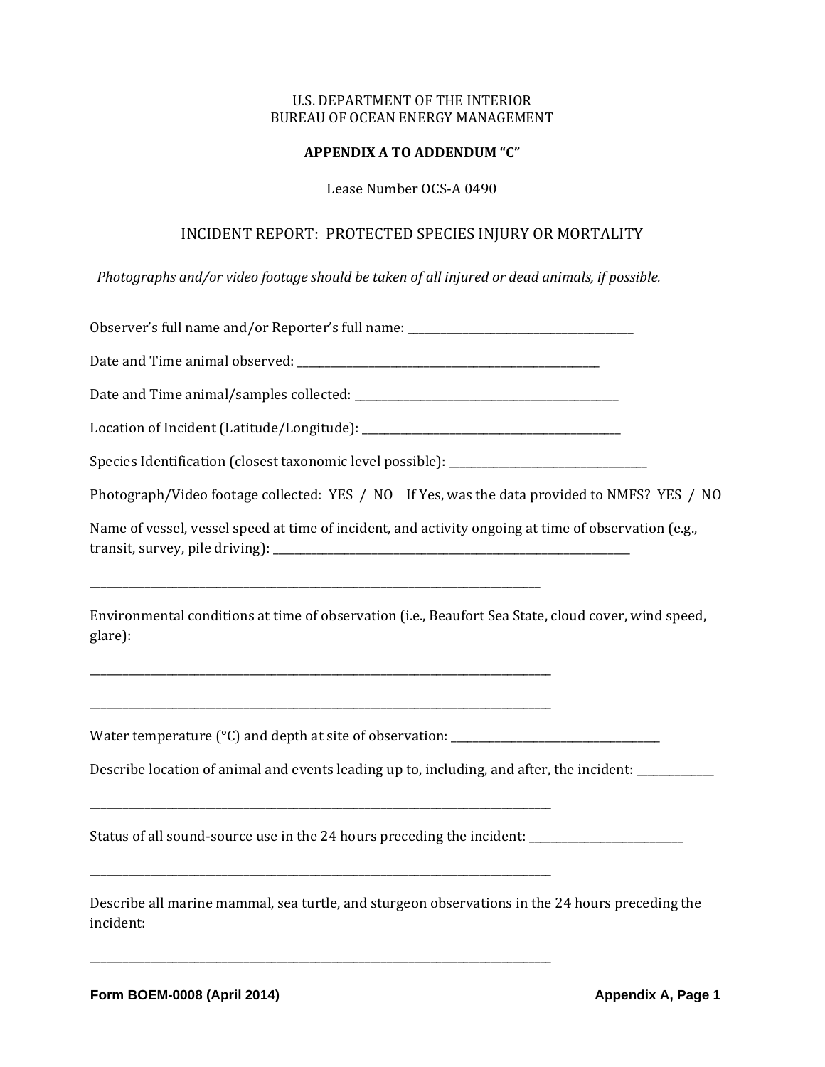U.S. DEPARTMENT OF THE INTERIOR
BUREAU OF OCEAN ENERGY MANAGEMENT

**APPENDIX A TO ADDENDUM "C"**

Lease Number OCS-A 0490

## INCIDENT REPORT: PROTECTED SPECIES INJURY OR MORTALITY

*Photographs and/or video footage should be taken of all injured or dead animals, if possible.*

Observer's full name and/or Reporter's full name: ______________________________

Date and Time animal observed: ______________________________

Date and Time animal/samples collected: ______________________________

Location of Incident (Latitude/Longitude): ______________________________

Species Identification (closest taxonomic level possible): ______________________________

Photograph/Video footage collected: YES / NO If Yes, was the data provided to NMFS? YES / NO

Name of vessel, vessel speed at time of incident, and activity ongoing at time of observation (e.g., transit, survey, pile driving): ______________________________

______________________________

Environmental conditions at time of observation (i.e., Beaufort Sea State, cloud cover, wind speed, glare):

______________________________

______________________________

Water temperature (°C) and depth at site of observation: ______________________________

Describe location of animal and events leading up to, including, and after, the incident: __________

______________________________

Status of all sound-source use in the 24 hours preceding the incident: ______________________________

______________________________

Describe all marine mammal, sea turtle, and sturgeon observations in the 24 hours preceding the incident:

______________________________

Form BOEM-0008 (April 2014)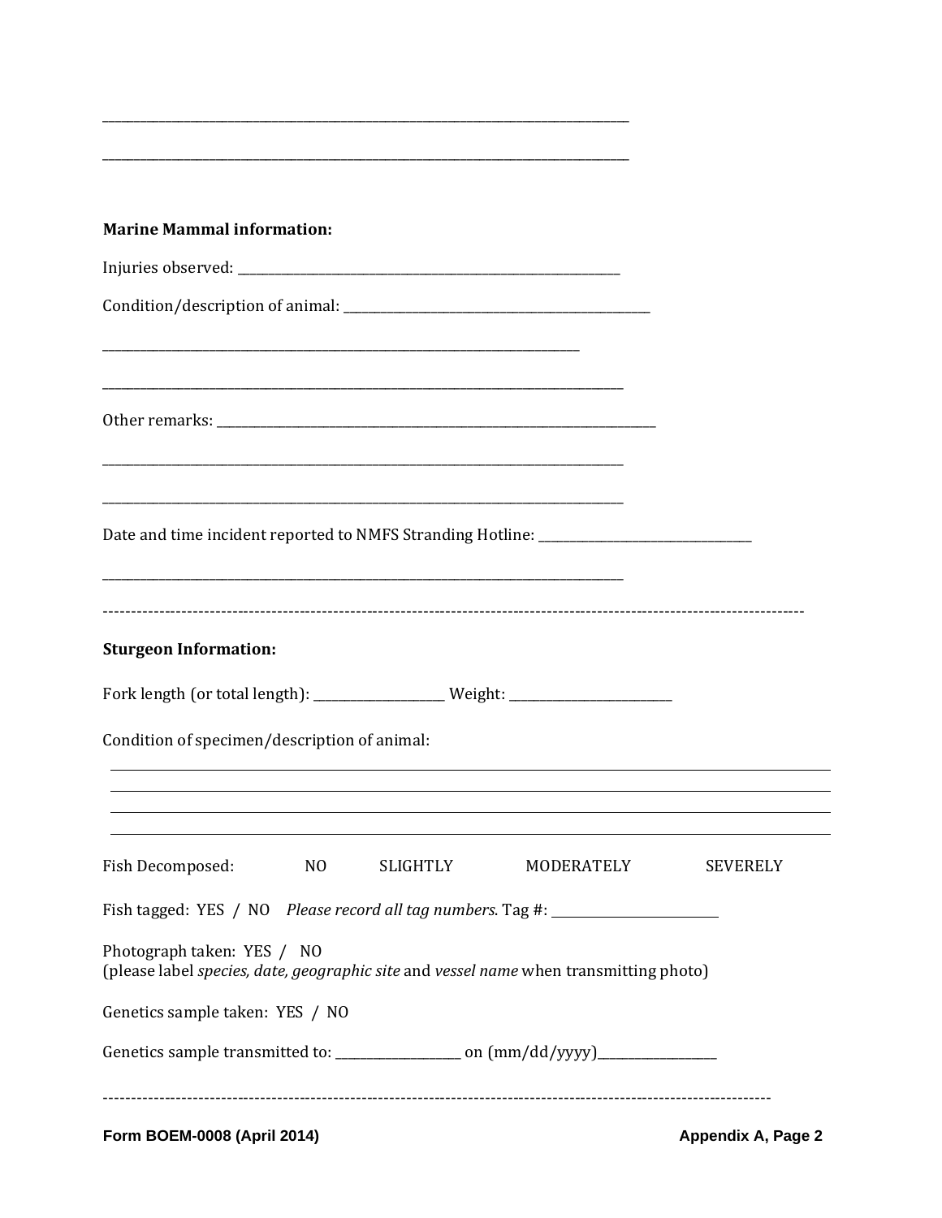\_\_\_\_\_\_\_\_\_\_\_\_\_\_\_\_\_\_\_\_\_\_\_\_\_\_\_\_\_\_\_\_\_\_\_\_\_\_\_\_\_\_\_\_\_\_\_\_\_\_\_\_\_\_\_\_\_\_\_\_\_\_\_\_\_\_\_\_\_\_\_\_\_\_\_\_\_\_

\_\_\_\_\_\_\_\_\_\_\_\_\_\_\_\_\_\_\_\_\_\_\_\_\_\_\_\_\_\_\_\_\_\_\_\_\_\_\_\_\_\_\_\_\_\_\_\_\_\_\_\_\_\_\_\_\_\_\_\_\_\_\_\_\_\_\_\_\_\_\_\_\_\_\_\_\_\_

**Marine Mammal information:**

Injuries observed: \_\_\_\_\_\_\_\_\_\_\_\_\_\_\_\_\_\_\_\_\_\_\_\_\_\_\_\_\_\_\_\_\_\_\_\_\_\_\_\_\_\_\_\_\_\_\_\_\_\_\_\_\_\_\_\_

Condition/description of animal: \_\_\_\_\_\_\_\_\_\_\_\_\_\_\_\_\_\_\_\_\_\_\_\_\_\_\_\_\_\_\_\_\_\_\_\_\_\_\_\_\_\_\_\_\_\_

\_\_\_\_\_\_\_\_\_\_\_\_\_\_\_\_\_\_\_\_\_\_\_\_\_\_\_\_\_\_\_\_\_\_\_\_\_\_\_\_\_\_\_\_\_\_\_\_\_\_\_\_\_\_\_\_\_\_\_\_\_\_\_\_\_\_\_\_\_\_\_

\_\_\_\_\_\_\_\_\_\_\_\_\_\_\_\_\_\_\_\_\_\_\_\_\_\_\_\_\_\_\_\_\_\_\_\_\_\_\_\_\_\_\_\_\_\_\_\_\_\_\_\_\_\_\_\_\_\_\_\_\_\_\_\_\_\_\_\_\_\_\_\_\_\_\_\_\_\_

Other remarks: \_\_\_\_\_\_\_\_\_\_\_\_\_\_\_\_\_\_\_\_\_\_\_\_\_\_\_\_\_\_\_\_\_\_\_\_\_\_\_\_\_\_\_\_\_\_\_\_\_\_\_\_\_\_\_\_\_\_\_\_\_\_\_\_\_\_\_

\_\_\_\_\_\_\_\_\_\_\_\_\_\_\_\_\_\_\_\_\_\_\_\_\_\_\_\_\_\_\_\_\_\_\_\_\_\_\_\_\_\_\_\_\_\_\_\_\_\_\_\_\_\_\_\_\_\_\_\_\_\_\_\_\_\_\_\_\_\_\_\_\_\_\_\_\_\_

\_\_\_\_\_\_\_\_\_\_\_\_\_\_\_\_\_\_\_\_\_\_\_\_\_\_\_\_\_\_\_\_\_\_\_\_\_\_\_\_\_\_\_\_\_\_\_\_\_\_\_\_\_\_\_\_\_\_\_\_\_\_\_\_\_\_\_\_\_\_\_\_\_\_\_\_\_\_

Date and time incident reported to NMFS Stranding Hotline: \_\_\_\_\_\_\_\_\_\_\_\_\_\_\_\_\_\_\_\_\_\_\_\_\_\_\_\_\_\_\_\_

\_\_\_\_\_\_\_\_\_\_\_\_\_\_\_\_\_\_\_\_\_\_\_\_\_\_\_\_\_\_\_\_\_\_\_\_\_\_\_\_\_\_\_\_\_\_\_\_\_\_\_\_\_\_\_\_\_\_\_\_\_\_\_\_\_\_\_\_\_\_\_\_\_\_\_\_\_\_

---

**Sturgeon Information:**

Fork length (or total length): \_\_\_\_\_\_\_\_\_\_\_\_\_\_\_\_\_\_\_\_ Weight: \_\_\_\_\_\_\_\_\_\_\_\_\_\_\_\_\_\_\_\_\_\_\_\_\_

Condition of specimen/description of animal:

\_\_\_\_\_\_\_\_\_\_\_\_\_\_\_\_\_\_\_\_\_\_\_\_\_\_\_\_\_\_\_\_\_\_\_\_\_\_\_\_\_\_\_\_\_\_\_\_\_\_\_\_\_\_\_\_\_\_\_\_\_\_\_\_\_\_\_\_\_\_\_\_\_\_\_\_\_\_\_\_\_\_\_\_\_\_\_\_\_\_\_\_\_\_\_\_\_\_\_\_\_\_\_\_\_\_

\_\_\_\_\_\_\_\_\_\_\_\_\_\_\_\_\_\_\_\_\_\_\_\_\_\_\_\_\_\_\_\_\_\_\_\_\_\_\_\_\_\_\_\_\_\_\_\_\_\_\_\_\_\_\_\_\_\_\_\_\_\_\_\_\_\_\_\_\_\_\_\_\_\_\_\_\_\_\_\_\_\_\_\_\_\_\_\_\_\_\_\_\_\_\_\_\_\_\_\_\_\_\_\_\_\_

\_\_\_\_\_\_\_\_\_\_\_\_\_\_\_\_\_\_\_\_\_\_\_\_\_\_\_\_\_\_\_\_\_\_\_\_\_\_\_\_\_\_\_\_\_\_\_\_\_\_\_\_\_\_\_\_\_\_\_\_\_\_\_\_\_\_\_\_\_\_\_\_\_\_\_\_\_\_\_\_\_\_\_\_\_\_\_\_\_\_\_\_\_\_\_\_\_\_\_\_\_\_\_\_\_\_

\_\_\_\_\_\_\_\_\_\_\_\_\_\_\_\_\_\_\_\_\_\_\_\_\_\_\_\_\_\_\_\_\_\_\_\_\_\_\_\_\_\_\_\_\_\_\_\_\_\_\_\_\_\_\_\_\_\_\_\_\_\_\_\_\_\_\_\_\_\_\_\_\_\_\_\_\_\_\_\_\_\_\_\_\_\_\_\_\_\_\_\_\_\_\_\_\_\_\_\_\_\_\_\_\_\_

Fish Decomposed: NO SLIGHTLY MODERATELY SEVERELY

Fish tagged: YES / NO *Please record all tag numbers*. Tag #: \_\_\_\_\_\_\_\_\_\_\_\_\_\_\_\_\_\_\_\_\_\_\_\_\_

Photograph taken: YES / NO
(please label *species, date, geographic site* and *vessel name* when transmitting photo)

Genetics sample taken: YES / NO

Genetics sample transmitted to: \_\_\_\_\_\_\_\_\_\_\_\_\_\_\_\_\_\_\_\_ on (mm/dd/yyyy)\_\_\_\_\_\_\_\_\_\_\_\_\_\_\_\_\_\_\_

---

Form BOEM-0008 (April 2014) Appendix A, Page 2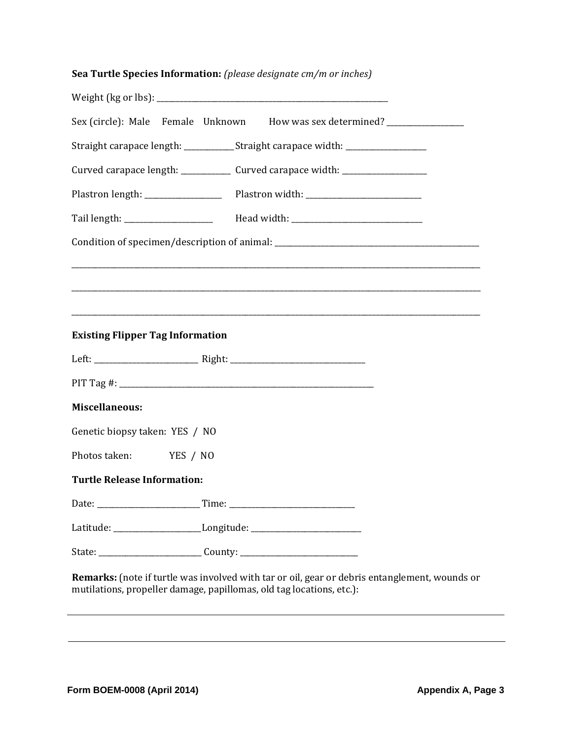**Sea Turtle Species Information:** *(please designate cm/m or inches)*

Weight (kg or lbs): ______________________________

Sex (circle): Male Female Unknown How was sex determined? ______________

Straight carapace length: __________ Straight carapace width: ______________

Curved carapace length: __________ Curved carapace width: ______________

Plastron length: ______________ Plastron width: ____________________

Tail length: ________________ Head width: ______________________

Condition of specimen/description of animal: ____________________________________

______________________________________________________________________________

______________________________________________________________________________

______________________________________________________________________________

**Existing Flipper Tag Information**

Left: ____________________ Right: _________________________

PIT Tag #: ______________________________________________

**Miscellaneous:**

Genetic biopsy taken: YES / NO

Photos taken: YES / NO

**Turtle Release Information:**

Date: ____________________ Time: _______________________

Latitude: ________________ Longitude: ____________________

State: ____________________ County: ______________________

**Remarks:** (note if turtle was involved with tar or oil, gear or debris entanglement, wounds or mutilations, propeller damage, papillomas, old tag locations, etc.):

______________________________________________________________________________

______________________________________________________________________________

**Form BOEM-0008 (April 2014)** **Appendix A, Page 3**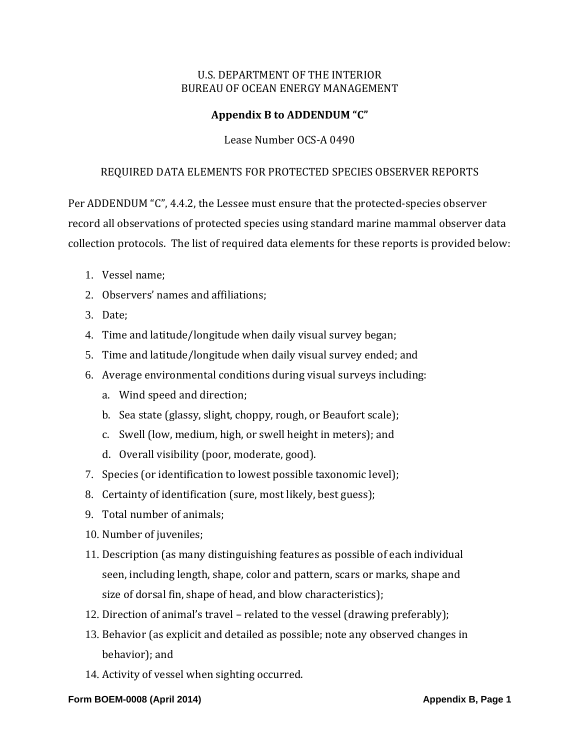U.S. DEPARTMENT OF THE INTERIOR
BUREAU OF OCEAN ENERGY MANAGEMENT

**Appendix B to ADDENDUM "C"**

Lease Number OCS-A 0490

REQUIRED DATA ELEMENTS FOR PROTECTED SPECIES OBSERVER REPORTS

Per ADDENDUM "C", 4.4.2, the Lessee must ensure that the protected-species observer record all observations of protected species using standard marine mammal observer data collection protocols. The list of required data elements for these reports is provided below:

1. Vessel name;
2. Observers' names and affiliations;
3. Date;
4. Time and latitude/longitude when daily visual survey began;
5. Time and latitude/longitude when daily visual survey ended; and
6. Average environmental conditions during visual surveys including:
    a. Wind speed and direction;
    b. Sea state (glassy, slight, choppy, rough, or Beaufort scale);
    c. Swell (low, medium, high, or swell height in meters); and
    d. Overall visibility (poor, moderate, good).
7. Species (or identification to lowest possible taxonomic level);
8. Certainty of identification (sure, most likely, best guess);
9. Total number of animals;
10. Number of juveniles;
11. Description (as many distinguishing features as possible of each individual seen, including length, shape, color and pattern, scars or marks, shape and size of dorsal fin, shape of head, and blow characteristics);
12. Direction of animal's travel – related to the vessel (drawing preferably);
13. Behavior (as explicit and detailed as possible; note any observed changes in behavior); and
14. Activity of vessel when sighting occurred.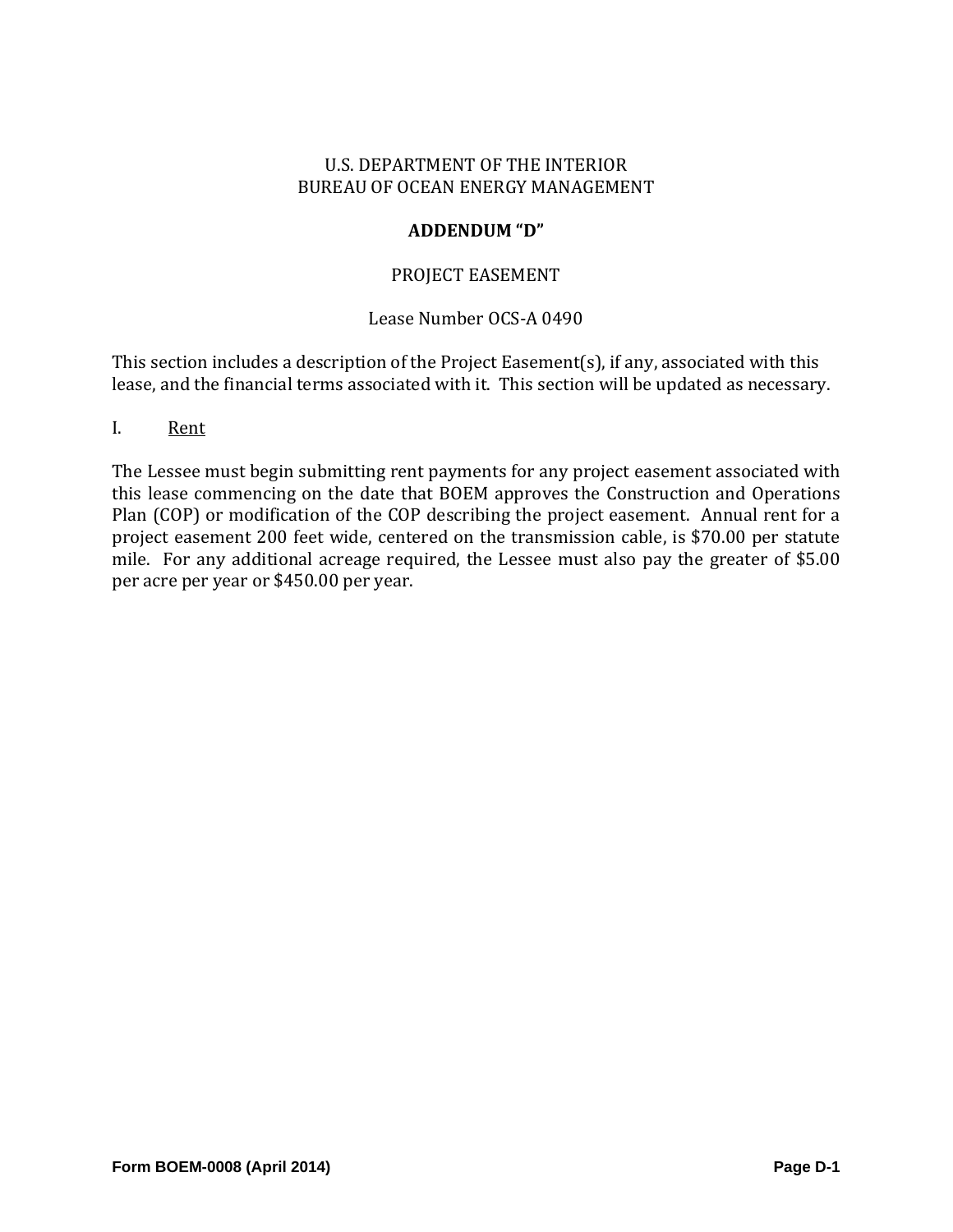U.S. DEPARTMENT OF THE INTERIOR
BUREAU OF OCEAN ENERGY MANAGEMENT

**ADDENDUM "D"**

PROJECT EASEMENT

Lease Number OCS-A 0490

This section includes a description of the Project Easement(s), if any, associated with this lease, and the financial terms associated with it. This section will be updated as necessary.

I. <u>Rent</u>

The Lessee must begin submitting rent payments for any project easement associated with this lease commencing on the date that BOEM approves the Construction and Operations Plan (COP) or modification of the COP describing the project easement. Annual rent for a project easement 200 feet wide, centered on the transmission cable, is $70.00 per statute mile. For any additional acreage required, the Lessee must also pay the greater of $5.00 per acre per year or $450.00 per year.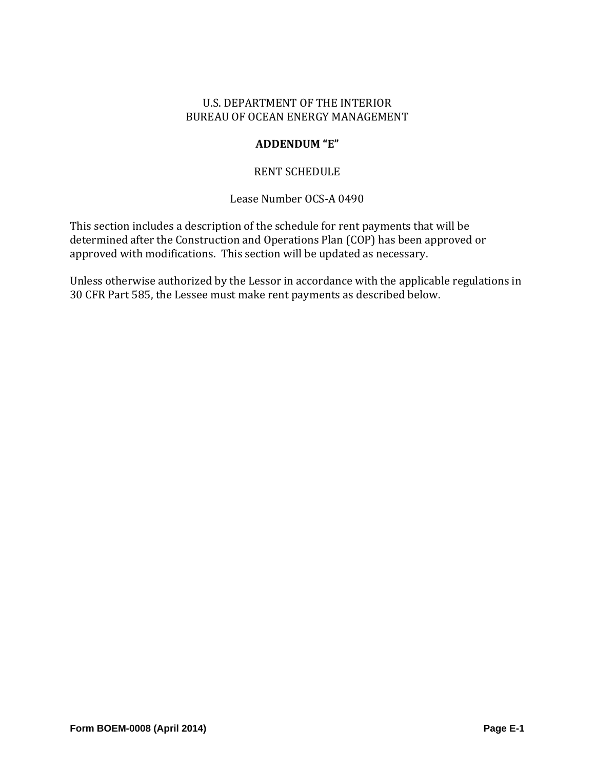U.S. DEPARTMENT OF THE INTERIOR
BUREAU OF OCEAN ENERGY MANAGEMENT

# ADDENDUM "E"

RENT SCHEDULE

Lease Number OCS-A 0490

This section includes a description of the schedule for rent payments that will be determined after the Construction and Operations Plan (COP) has been approved or approved with modifications. This section will be updated as necessary.

Unless otherwise authorized by the Lessor in accordance with the applicable regulations in 30 CFR Part 585, the Lessee must make rent payments as described below.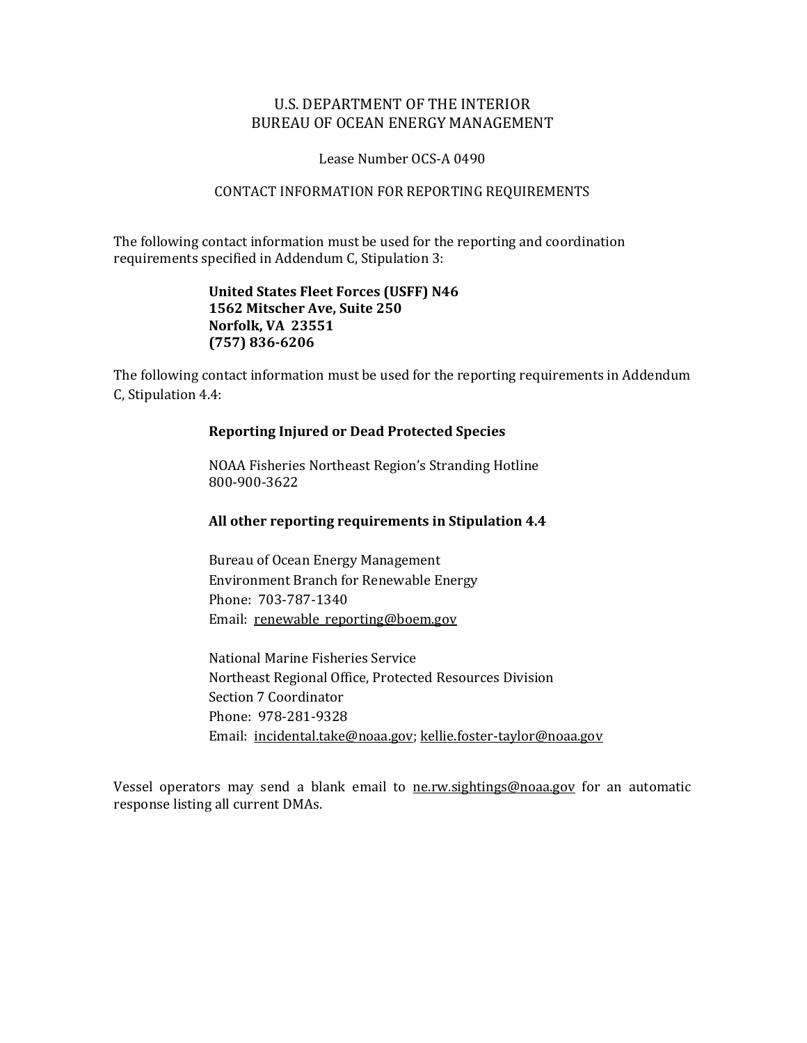U.S. DEPARTMENT OF THE INTERIOR
BUREAU OF OCEAN ENERGY MANAGEMENT

Lease Number OCS-A 0490

CONTACT INFORMATION FOR REPORTING REQUIREMENTS

The following contact information must be used for the reporting and coordination requirements specified in Addendum C, Stipulation 3:

**United States Fleet Forces (USFF) N46**
**1562 Mitscher Ave, Suite 250**
**Norfolk, VA 23551**
**(757) 836-6206**

The following contact information must be used for the reporting requirements in Addendum C, Stipulation 4.4:

**Reporting Injured or Dead Protected Species**

NOAA Fisheries Northeast Region's Stranding Hotline
800-900-3622

**All other reporting requirements in Stipulation 4.4**

Bureau of Ocean Energy Management
Environment Branch for Renewable Energy
Phone: 703-787-1340
Email: renewable_reporting@boem.gov

National Marine Fisheries Service
Northeast Regional Office, Protected Resources Division
Section 7 Coordinator
Phone: 978-281-9328
Email: incidental.take@noaa.gov; kellie.foster-taylor@noaa.gov

Vessel operators may send a blank email to ne.rw.sightings@noaa.gov for an automatic response listing all current DMAs.